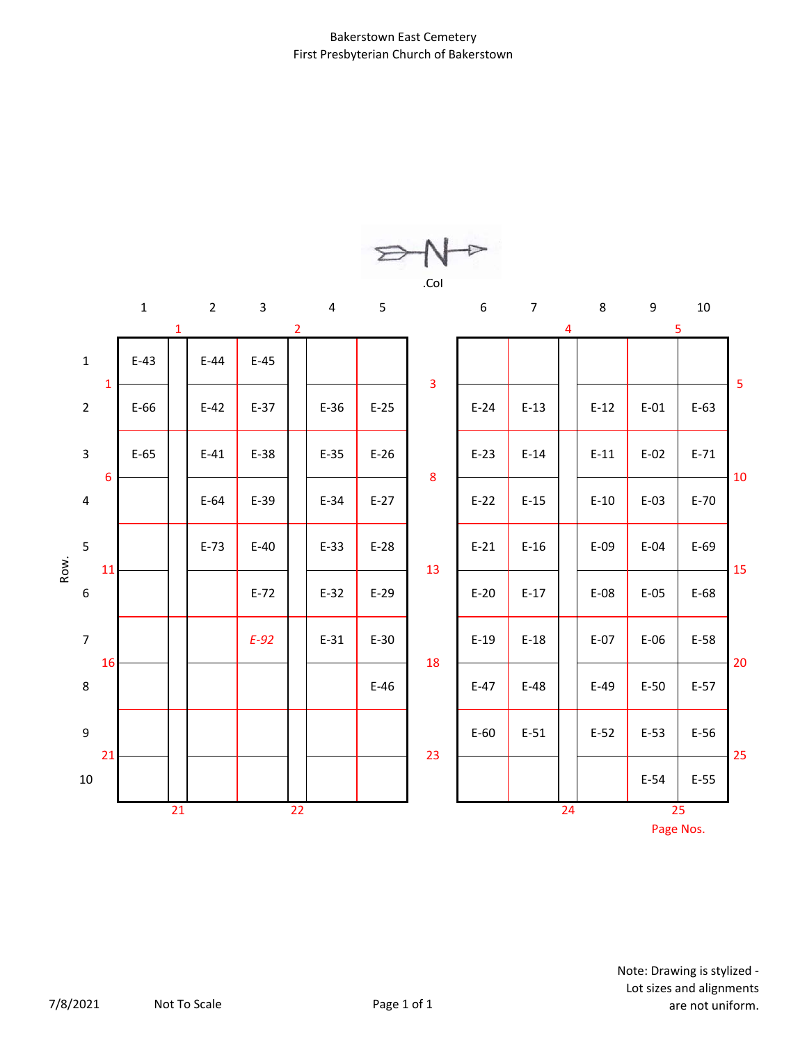Bakerstown East Cemetery
First Presbyterian Church of Bakerstown

N →

| Row \ Col | 1 | 2 | 3 | 4 | 5 | 6 | 7 | 8 | 9 | 10 |
|---|---|---|---|---|---|---|---|---|---|---|
| 1 | E-43 | E-44 | E-45 | | | | | | | |
| 2 | E-66 | E-42 | E-37 | E-36 | E-25 | E-24 | E-13 | E-12 | E-01 | E-63 |
| 3 | E-65 | E-41 | E-38 | E-35 | E-26 | E-23 | E-14 | E-11 | E-02 | E-71 |
| 4 | | E-64 | E-39 | E-34 | E-27 | E-22 | E-15 | E-10 | E-03 | E-70 |
| 5 | | E-73 | E-40 | E-33 | E-28 | E-21 | E-16 | E-09 | E-04 | E-69 |
| 6 | | | E-72 | E-32 | E-29 | E-20 | E-17 | E-08 | E-05 | E-68 |
| 7 | | | *E-92* | E-31 | E-30 | E-19 | E-18 | E-07 | E-06 | E-58 |
| 8 | | | | | E-46 | E-47 | E-48 | E-49 | E-50 | E-57 |
| 9 | | | | | | E-60 | E-51 | E-52 | E-53 | E-56 |
| 10 | | | | | | | | | E-54 | E-55 |

Page Nos. (red): 1, 2, 3, 4, 5, 6, 8, 10, 11, 13, 15, 16, 18, 20, 21, 22, 23, 24, 25

7/8/2021

Not To Scale

Note: Drawing is stylized - Lot sizes and alignments are not uniform.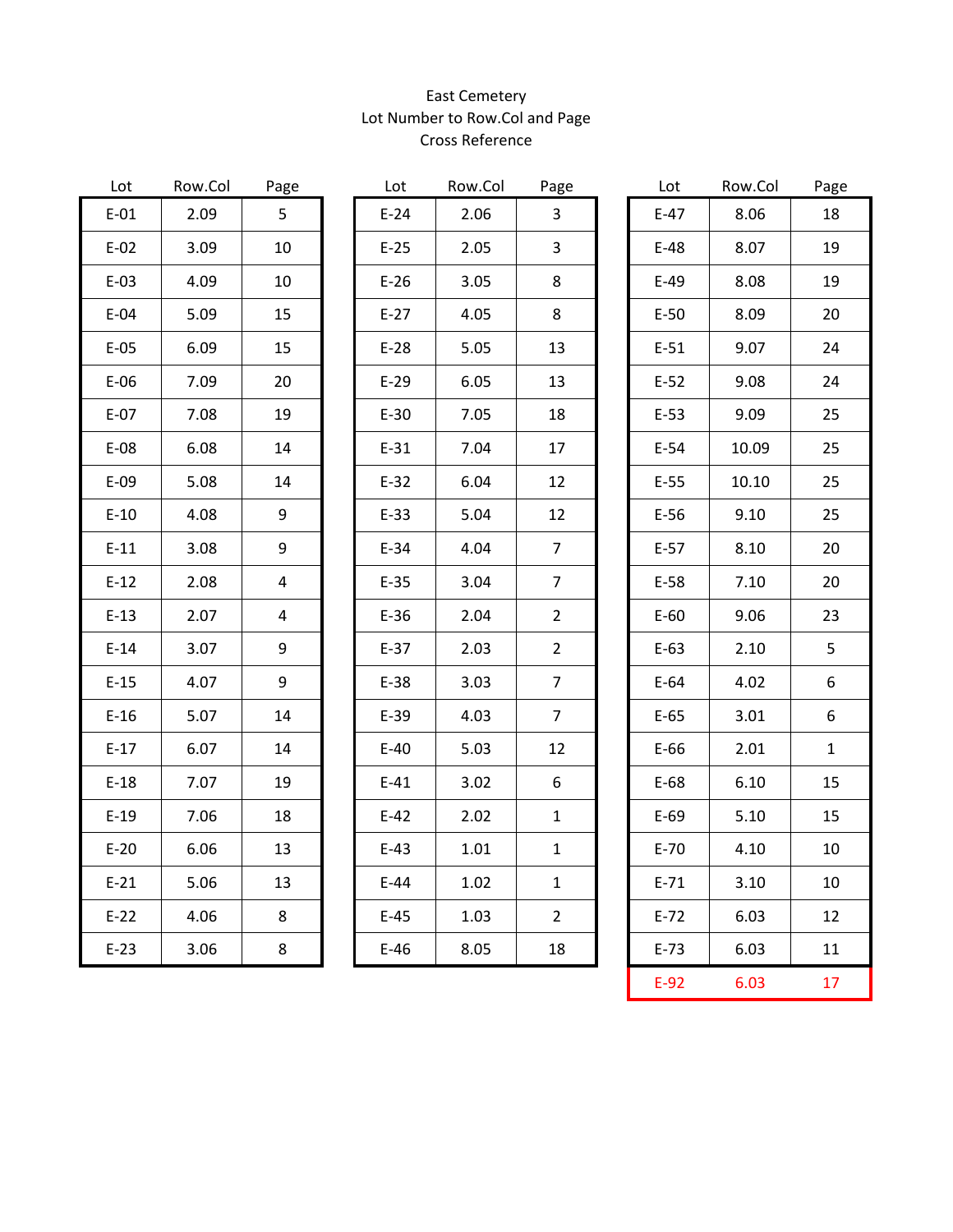East Cemetery
Lot Number to Row.Col and Page
Cross Reference

| Lot | Row.Col | Page |
|---|---|---|
| E-01 | 2.09 | 5 |
| E-02 | 3.09 | 10 |
| E-03 | 4.09 | 10 |
| E-04 | 5.09 | 15 |
| E-05 | 6.09 | 15 |
| E-06 | 7.09 | 20 |
| E-07 | 7.08 | 19 |
| E-08 | 6.08 | 14 |
| E-09 | 5.08 | 14 |
| E-10 | 4.08 | 9 |
| E-11 | 3.08 | 9 |
| E-12 | 2.08 | 4 |
| E-13 | 2.07 | 4 |
| E-14 | 3.07 | 9 |
| E-15 | 4.07 | 9 |
| E-16 | 5.07 | 14 |
| E-17 | 6.07 | 14 |
| E-18 | 7.07 | 19 |
| E-19 | 7.06 | 18 |
| E-20 | 6.06 | 13 |
| E-21 | 5.06 | 13 |
| E-22 | 4.06 | 8 |
| E-23 | 3.06 | 8 |

| Lot | Row.Col | Page |
|---|---|---|
| E-24 | 2.06 | 3 |
| E-25 | 2.05 | 3 |
| E-26 | 3.05 | 8 |
| E-27 | 4.05 | 8 |
| E-28 | 5.05 | 13 |
| E-29 | 6.05 | 13 |
| E-30 | 7.05 | 18 |
| E-31 | 7.04 | 17 |
| E-32 | 6.04 | 12 |
| E-33 | 5.04 | 12 |
| E-34 | 4.04 | 7 |
| E-35 | 3.04 | 7 |
| E-36 | 2.04 | 2 |
| E-37 | 2.03 | 2 |
| E-38 | 3.03 | 7 |
| E-39 | 4.03 | 7 |
| E-40 | 5.03 | 12 |
| E-41 | 3.02 | 6 |
| E-42 | 2.02 | 1 |
| E-43 | 1.01 | 1 |
| E-44 | 1.02 | 1 |
| E-45 | 1.03 | 2 |
| E-46 | 8.05 | 18 |

| Lot | Row.Col | Page |
|---|---|---|
| E-47 | 8.06 | 18 |
| E-48 | 8.07 | 19 |
| E-49 | 8.08 | 19 |
| E-50 | 8.09 | 20 |
| E-51 | 9.07 | 24 |
| E-52 | 9.08 | 24 |
| E-53 | 9.09 | 25 |
| E-54 | 10.09 | 25 |
| E-55 | 10.10 | 25 |
| E-56 | 9.10 | 25 |
| E-57 | 8.10 | 20 |
| E-58 | 7.10 | 20 |
| E-60 | 9.06 | 23 |
| E-63 | 2.10 | 5 |
| E-64 | 4.02 | 6 |
| E-65 | 3.01 | 6 |
| E-66 | 2.01 | 1 |
| E-68 | 6.10 | 15 |
| E-69 | 5.10 | 15 |
| E-70 | 4.10 | 10 |
| E-71 | 3.10 | 10 |
| E-72 | 6.03 | 12 |
| E-73 | 6.03 | 11 |
| E-92 | 6.03 | 17 |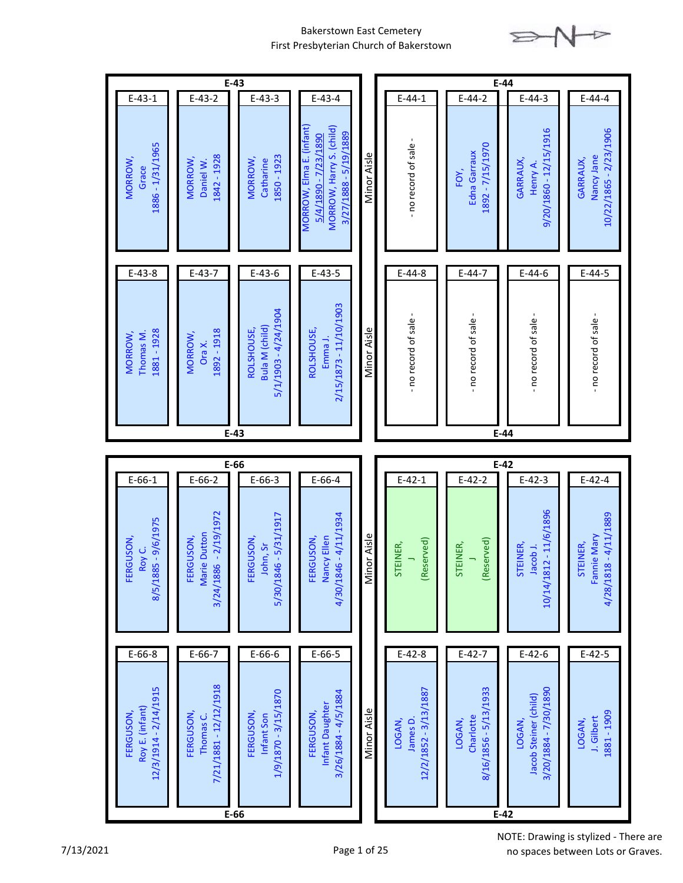# Bakerstown East Cemetery
## First Presbyterian Church of Bakerstown

### E-43

| Grave | Name | Dates |
|---|---|---|
| E-43-1 | MORROW, Grace | 1886 - 1/31/1965 |
| E-43-2 | MORROW, Daniel W. | 1842 - 1928 |
| E-43-3 | MORROW, Catharine | 1850 - 1923 |
| E-43-4 | MORROW, Elma E. (infant) | 5/4/1890 - 7/23/1890 |
| E-43-4 | MORROW, Harry S. (child) | 3/27/1888 - 5/19/1889 |
| E-43-5 | ROLSHOUSE, Emma J. | 2/15/1873 - 11/10/1903 |
| E-43-6 | ROLSHOUSE, Bula M (child) | 5/1/1903 - 4/24/1904 |
| E-43-7 | MORROW, Ora X. | 1892 - 1918 |
| E-43-8 | MORROW, Thomas M. | 1881 - 1928 |

Minor Aisle

### E-44

| Grave | Name | Dates |
|---|---|---|
| E-44-1 | - no record of sale - | |
| E-44-2 | FOY, Edna Garraux | 1892 - 7/15/1970 |
| E-44-3 | GARRAUX, Henry A. | 9/20/1860 - 12/15/1916 |
| E-44-4 | GARRAUX, Nancy Jane | 10/22/1865 - 2/23/1906 |
| E-44-5 | - no record of sale - | |
| E-44-6 | - no record of sale - | |
| E-44-7 | - no record of sale - | |
| E-44-8 | - no record of sale - | |

### E-66

| Grave | Name | Dates |
|---|---|---|
| E-66-1 | FERGUSON, Roy C. | 8/5/1885 - 9/6/1975 |
| E-66-2 | FERGUSON, Marie Dutton | 3/24/1886 - 2/19/1972 |
| E-66-3 | FERGUSON, John, Sr | 5/30/1846 - 5/31/1917 |
| E-66-4 | FERGUSON, Nancy Ellen | 4/30/1846 - 4/11/1934 |
| E-66-5 | FERGUSON, Infant Daughter | 3/26/1884 - 4/5/1884 |
| E-66-6 | FERGUSON, Infant Son | 1/9/1870 - 3/15/1870 |
| E-66-7 | FERGUSON, Thomas C. | 7/21/1881 - 12/12/1918 |
| E-66-8 | FERGUSON, Roy E. (infant) | 12/3/1914 - 2/14/1915 |

Minor Aisle

### E-42

| Grave | Name | Dates |
|---|---|---|
| E-42-1 | STEINER, J (Reserved) | |
| E-42-2 | STEINER, J (Reserved) | |
| E-42-3 | STEINER, Jacob J. | 10/14/1812 - 11/6/1896 |
| E-42-4 | STEINER, Fannie Mary | 4/28/1818 - 4/11/1889 |
| E-42-5 | LOGAN, J. Gilbert | 1881 - 1909 |
| E-42-6 | LOGAN, Jacob Steiner (child) | 3/20/1884 - 7/30/1890 |
| E-42-7 | LOGAN, Charlotte | 8/16/1856 - 5/13/1933 |
| E-42-8 | LOGAN, James D. | 12/2/1852 - 3/13/1887 |

7/13/2021

NOTE: Drawing is stylized - There are no spaces between Lots or Graves.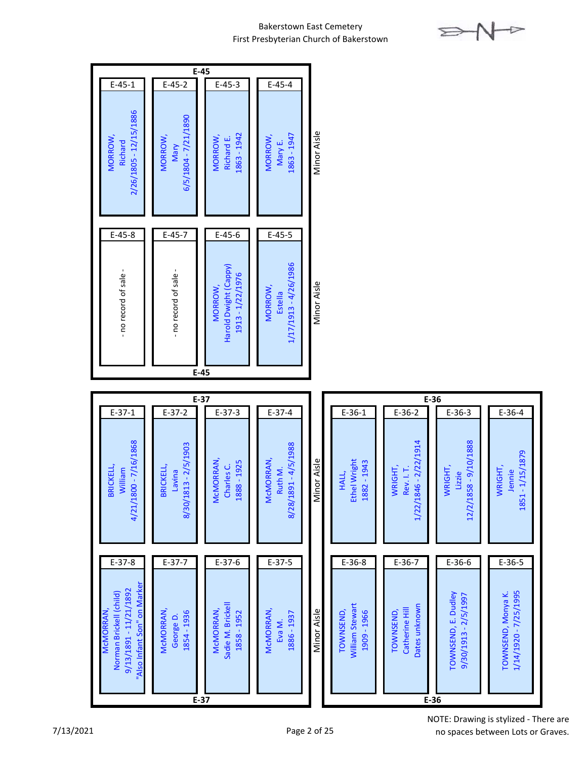Bakerstown East Cemetery
First Presbyterian Church of Bakerstown

## E-45

| E-45-1 | E-45-2 | E-45-3 | E-45-4 |
|---|---|---|---|
| MORROW, Richard 2/26/1805 - 12/15/1886 | MORROW, Mary 6/5/1804 - 7/21/1890 | MORROW, Richard E. 1863 - 1942 | MORROW, Mary E. 1863 - 1947 |

| E-45-8 | E-45-7 | E-45-6 | E-45-5 |
|---|---|---|---|
| - no record of sale - | - no record of sale - | MORROW, Harold Dwight (Cappy) 1913 - 1/22/1976 | MORROW, Estella 1/17/1913 - 4/26/1986 |

Minor Aisle

## E-37

| E-37-1 | E-37-2 | E-37-3 | E-37-4 |
|---|---|---|---|
| BRICKELL, William 4/21/1800 - 7/16/1868 | BRICKELL, Lavina 8/30/1813 - 2/5/1903 | McMORRAN, Charles C. 1888 - 1925 | McMORRAN, Ruth M. 8/28/1891 - 4/5/1988 |

| E-37-8 | E-37-7 | E-37-6 | E-37-5 |
|---|---|---|---|
| McMORRAN, Norman Brickell (child) 9/13/1891 - 11/21/1892 "Also Infant Son" on Marker | McMORRAN, George D. 1854 - 1936 | McMORRAN, Sadie M. Brickell 1858 - 1952 | McMORRAN, Eva M. 1886 - 1937 |

Minor Aisle

## E-36

| E-36-1 | E-36-2 | E-36-3 | E-36-4 |
|---|---|---|---|
| HALL, Ethel Wright 1882 - 1943 | WRIGHT, Rev. I. T. 1/22/1846 - 2/22/1914 | WRIGHT, Lizzie 12/2/1858 - 9/10/1888 | WRIGHT, Jennie 1851 - 1/15/1879 |

| E-36-8 | E-36-7 | E-36-6 | E-36-5 |
|---|---|---|---|
| TOWNSEND, William Stewart 1909 - 1966 | TOWNSEND, Catherine Hill Dates unknown | TOWNSEND, E. Dudley 9/30/1913 - 2/5/1997 | TOWNSEND, Monya K. 1/14/1920 - 7/25/1995 |

7/13/2021

NOTE: Drawing is stylized - There are no spaces between Lots or Graves.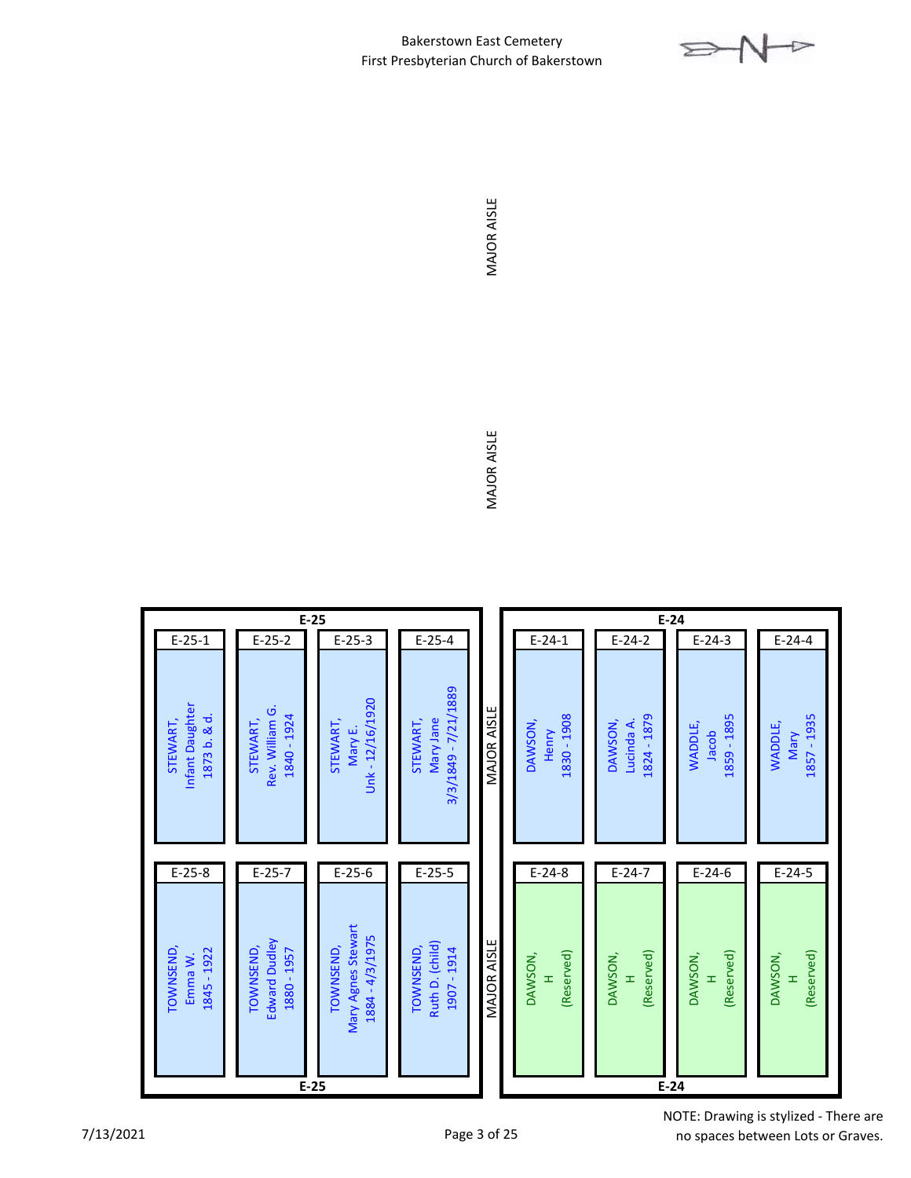Bakerstown East Cemetery
First Presbyterian Church of Bakerstown

MAJOR AISLE

MAJOR AISLE

**E-25**

| E-25-1 | E-25-2 | E-25-3 | E-25-4 |
|---|---|---|---|
| STEWART, Infant Daughter 1873 b. & d. | STEWART, Rev. William G. 1840 - 1924 | STEWART, Mary E. Unk - 12/16/1920 | STEWART, Mary Jane 3/3/1849 - 7/21/1889 |

| E-25-8 | E-25-7 | E-25-6 | E-25-5 |
|---|---|---|---|
| TOWNSEND, Emma W. 1845 - 1922 | TOWNSEND, Edward Dudley 1880 - 1957 | TOWNSEND, Mary Agnes Stewart 1884 - 4/3/1975 | TOWNSEND, Ruth D. (child) 1907 - 1914 |

MAJOR AISLE

**E-24**

| E-24-1 | E-24-2 | E-24-3 | E-24-4 |
|---|---|---|---|
| DAWSON, Henry 1830 - 1908 | DAWSON, Lucinda A. 1824 - 1879 | WADDLE, Jacob 1859 - 1895 | WADDLE, Mary 1857 - 1935 |

| E-24-8 | E-24-7 | E-24-6 | E-24-5 |
|---|---|---|---|
| DAWSON, H (Reserved) | DAWSON, H (Reserved) | DAWSON, H (Reserved) | DAWSON, H (Reserved) |

NOTE: Drawing is stylized - There are no spaces between Lots or Graves.

7/13/2021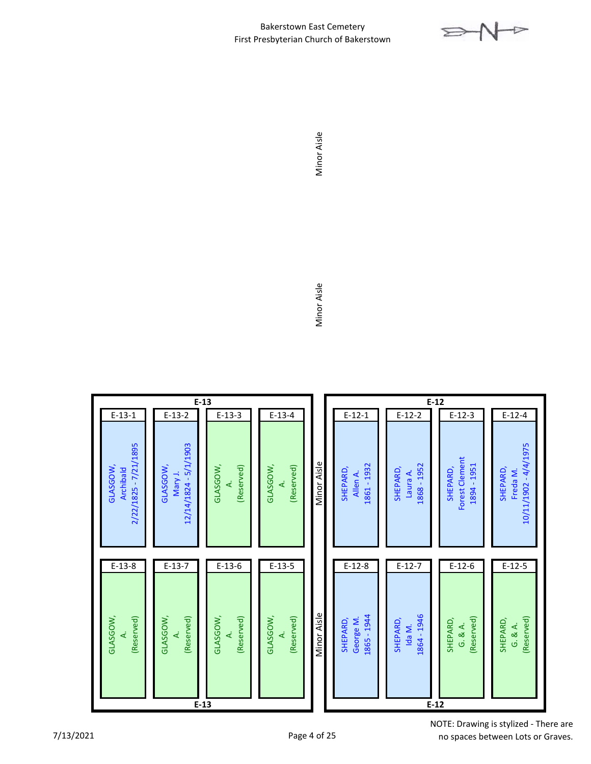# Bakerstown East Cemetery
## First Presbyterian Church of Bakerstown

Minor Aisle

Minor Aisle

### E-13

| E-13-1 | E-13-2 | E-13-3 | E-13-4 |
|---|---|---|---|
| GLASGOW, Archibald 2/22/1825 - 7/21/1895 | GLASGOW, Mary J. 12/14/1824 - 5/1/1903 | GLASGOW, A. (Reserved) | GLASGOW, A. (Reserved) |
| **E-13-8** | **E-13-7** | **E-13-6** | **E-13-5** |
| GLASGOW, A. (Reserved) | GLASGOW, A. (Reserved) | GLASGOW, A. (Reserved) | GLASGOW, A. (Reserved) |

Minor Aisle

Minor Aisle

### E-12

| E-12-1 | E-12-2 | E-12-3 | E-12-4 |
|---|---|---|---|
| SHEPARD, Allen A. 1861 - 1932 | SHEPARD, Laura A. 1868 - 1952 | SHEPARD, Forest Clement 1894 - 1951 | SHEPARD, Freda M. 10/11/1902 - 4/4/1975 |
| **E-12-8** | **E-12-7** | **E-12-6** | **E-12-5** |
| SHEPARD, George M. 1865 - 1944 | SHEPARD, Ida M. 1864 - 1946 | SHEPARD, G. & A. (Reserved) | SHEPARD, G. & A. (Reserved) |

7/13/2021

NOTE: Drawing is stylized - There are no spaces between Lots or Graves.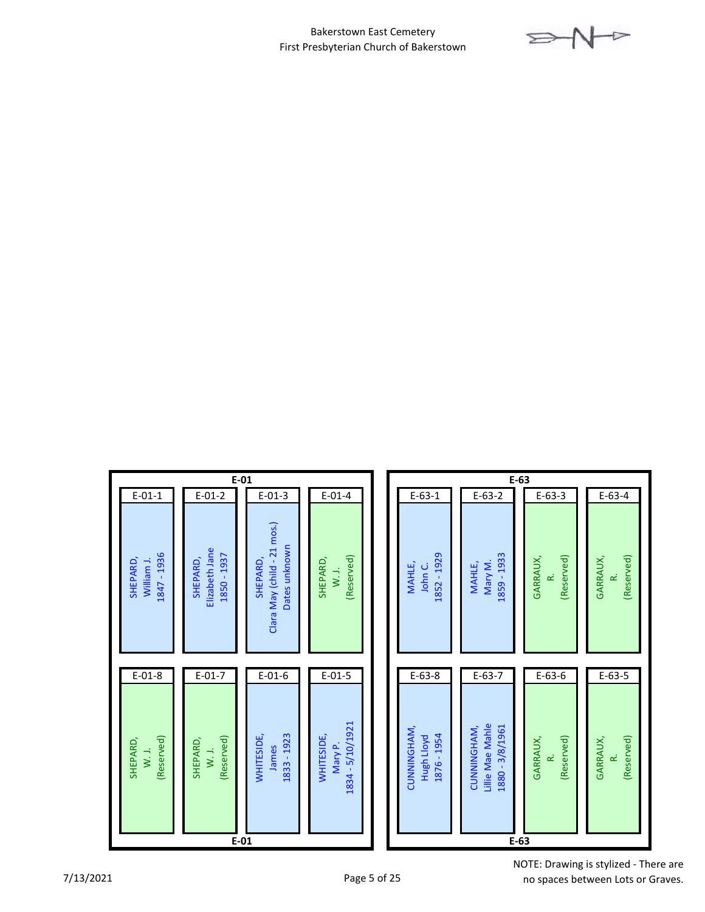# Bakerstown East Cemetery
## First Presbyterian Church of Bakerstown

N (orientation arrow)

### E-01

| E-01-1 | E-01-2 | E-01-3 | E-01-4 |
|---|---|---|---|
| SHEPARD, William J. 1847 - 1936 | SHEPARD, Elizabeth Jane 1850 - 1937 | SHEPARD, Clara May (child - 21 mos.) Dates unknown | SHEPARD, W. J. (Reserved) |

| E-01-8 | E-01-7 | E-01-6 | E-01-5 |
|---|---|---|---|
| SHEPARD, W. J. (Reserved) | SHEPARD, W. J. (Reserved) | WHITESIDE, James 1833 - 1923 | WHITESIDE, Mary P. 1834 - 5/10/1921 |

### E-63

| E-63-1 | E-63-2 | E-63-3 | E-63-4 |
|---|---|---|---|
| MAHLE, John C. 1852 - 1929 | MAHLE, Mary M. 1859 - 1933 | GARRAUX, R. (Reserved) | GARRAUX, R. (Reserved) |

| E-63-8 | E-63-7 | E-63-6 | E-63-5 |
|---|---|---|---|
| CUNNINGHAM, Hugh Lloyd 1876 - 1954 | CUNNINGHAM, Lillie Mae Mahle 1880 - 3/8/1961 | GARRAUX, R. (Reserved) | GARRAUX, R. (Reserved) |

7/13/2021

NOTE: Drawing is stylized - There are no spaces between Lots or Graves.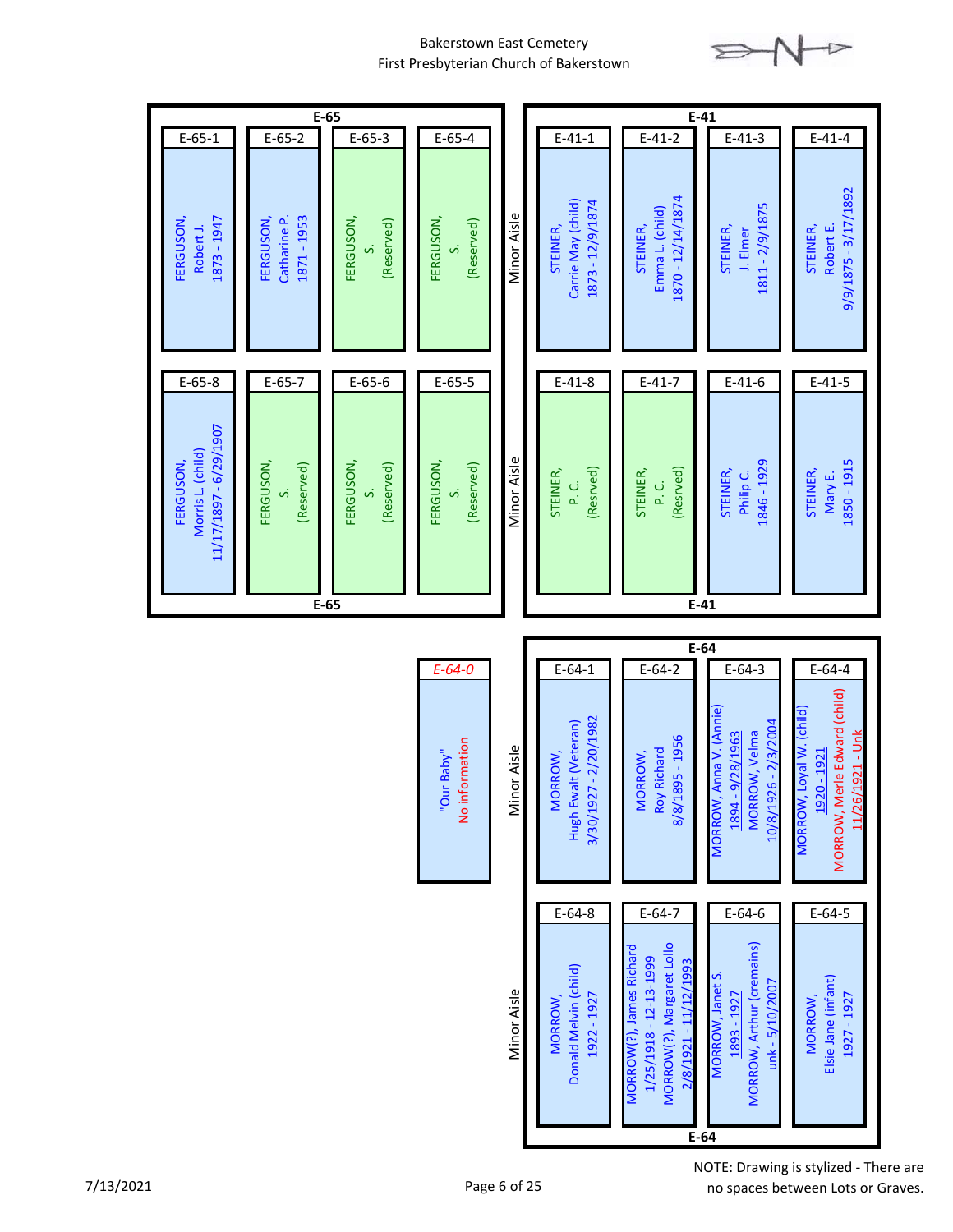Bakerstown East Cemetery
First Presbyterian Church of Bakerstown

## E-65

| E-65-1 | E-65-2 | E-65-3 | E-65-4 |
|---|---|---|---|
| FERGUSON, Robert J. 1873 - 1947 | FERGUSON, Catharine P. 1871 - 1953 | FERGUSON, S. (Reserved) | FERGUSON, S. (Reserved) |

| E-65-8 | E-65-7 | E-65-6 | E-65-5 |
|---|---|---|---|
| FERGUSON, Morris L. (child) 11/17/1897 - 6/29/1907 | FERGUSON, S. (Reserved) | FERGUSON, S. (Reserved) | FERGUSON, S. (Reserved) |

Minor Aisle

## E-41

| E-41-1 | E-41-2 | E-41-3 | E-41-4 |
|---|---|---|---|
| STEINER, Carrie May (child) 1873 - 12/9/1874 | STEINER, Emma L. (child) 1870 - 12/14/1874 | STEINER, J. Elmer 1811 - 2/9/1875 | STEINER, Robert E. 9/9/1875 - 3/17/1892 |

| E-41-8 | E-41-7 | E-41-6 | E-41-5 |
|---|---|---|---|
| STEINER, P. C. (Resrved) | STEINER, P. C. (Resrved) | STEINER, Philip C. 1846 - 1929 | STEINER, Mary E. 1850 - 1915 |

## E-64-0

| E-64-0 |
|---|
| "Our Baby" No information |

Minor Aisle

## E-64

| E-64-1 | E-64-2 | E-64-3 | E-64-4 |
|---|---|---|---|
| MORROW, Hugh Ewalt (Veteran) 3/30/1927 - 2/20/1982 | MORROW, Roy Richard 8/8/1895 - 1956 | MORROW, Anna V. (Annie) 1894 - 9/28/1963; MORROW, Velma 10/8/1926 - 2/3/2004 | MORROW, Loyal W. (child) 1920 - 1921; MORROW, Merle Edward (child) 11/26/1921 - Unk |

| E-64-8 | E-64-7 | E-64-6 | E-64-5 |
|---|---|---|---|
| MORROW, Donald Melvin (child) 1922 - 1927 | MORROW(?), James Richard 1/25/1918 - 12-13-1999; MORROW(?), Margaret Lollo 2/8/1921 - 11/12/1993 | MORROW, Janet S. 1893 - 1927; MORROW, Arthur (cremains) unk - 5/10/2007 | MORROW, Elsie Jane (infant) 1927 - 1927 |

7/13/2021

NOTE: Drawing is stylized - There are no spaces between Lots or Graves.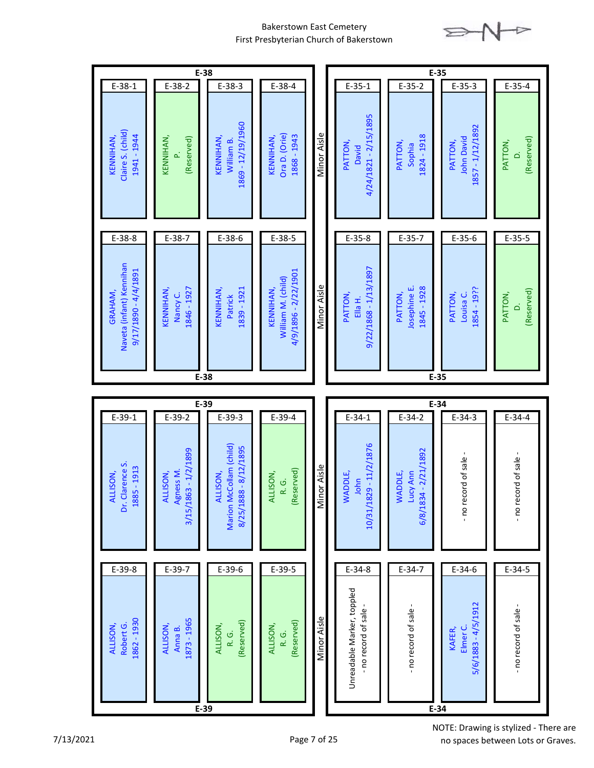# Bakerstown East Cemetery

First Presbyterian Church of Bakerstown

## E-38

| Grave | Name | Details |
|---|---|---|
| E-38-1 | KENNIHAN, Claire S. (child) | 1941 - 1944 |
| E-38-2 | KENNIHAN, P. | (Reserved) |
| E-38-3 | KENNIHAN, William B. | 1869 - 12/19/1960 |
| E-38-4 | KENNIHAN, Ora D. (Orie) | 1868 - 1943 |
| E-38-5 | KENNIHAN, William M. (child) | 4/9/1896 - 2/22/1901 |
| E-38-6 | KENNIHAN, Patrick | 1839 - 1921 |
| E-38-7 | KENNIHAN, Nancy C. | 1846 - 1927 |
| E-38-8 | GRAHAM, Naveta (infant) Kennihan | 9/17/1890 - 4/4/1891 |

## E-35

| Grave | Name | Details |
|---|---|---|
| E-35-1 | PATTON, David | 4/24/1821 - 2/15/1895 |
| E-35-2 | PATTON, Sophia | 1824 - 1918 |
| E-35-3 | PATTON, John David | 1857 - 1/12/1892 |
| E-35-4 | PATTON, D. | (Reserved) |
| E-35-5 | PATTON, D. | (Reserved) |
| E-35-6 | PATTON, Louisa C. | 1854 - 19?? |
| E-35-7 | PATTON, Josephine E. | 1845 - 1928 |
| E-35-8 | PATTON, Ella H. | 9/22/1868 - 1/13/1897 |

## E-39

| Grave | Name | Details |
|---|---|---|
| E-39-1 | ALLISON, Dr. Clarence S. | 1885 - 1913 |
| E-39-2 | ALLISON, Agness M. | 3/15/1863 - 1/2/1899 |
| E-39-3 | ALLISON, Marion McCollam (child) | 8/25/1888 - 8/12/1895 |
| E-39-4 | ALLISON, R. G. | (Reserved) |
| E-39-5 | ALLISON, R. G. | (Reserved) |
| E-39-6 | ALLISON, R. G. | (Reserved) |
| E-39-7 | ALLISON, Anna B. | 1873 - 1965 |
| E-39-8 | ALLISON, Robert G. | 1862 - 1930 |

## E-34

| Grave | Name | Details |
|---|---|---|
| E-34-1 | WADDLE, John | 10/31/1829 - 11/2/1876 |
| E-34-2 | WADDLE, Lucy Ann | 6/8/1834 - 2/21/1892 |
| E-34-3 | - no record of sale - | |
| E-34-4 | - no record of sale - | |
| E-34-5 | - no record of sale - | |
| E-34-6 | KAFER, Elmer C. | 5/6/1883 - 4/5/1912 |
| E-34-7 | - no record of sale - | |
| E-34-8 | Unreadable Marker, toppled - no record of sale - | |

Minor Aisle between E-38/E-39 and E-35/E-34.

7/13/2021

NOTE: Drawing is stylized - There are no spaces between Lots or Graves.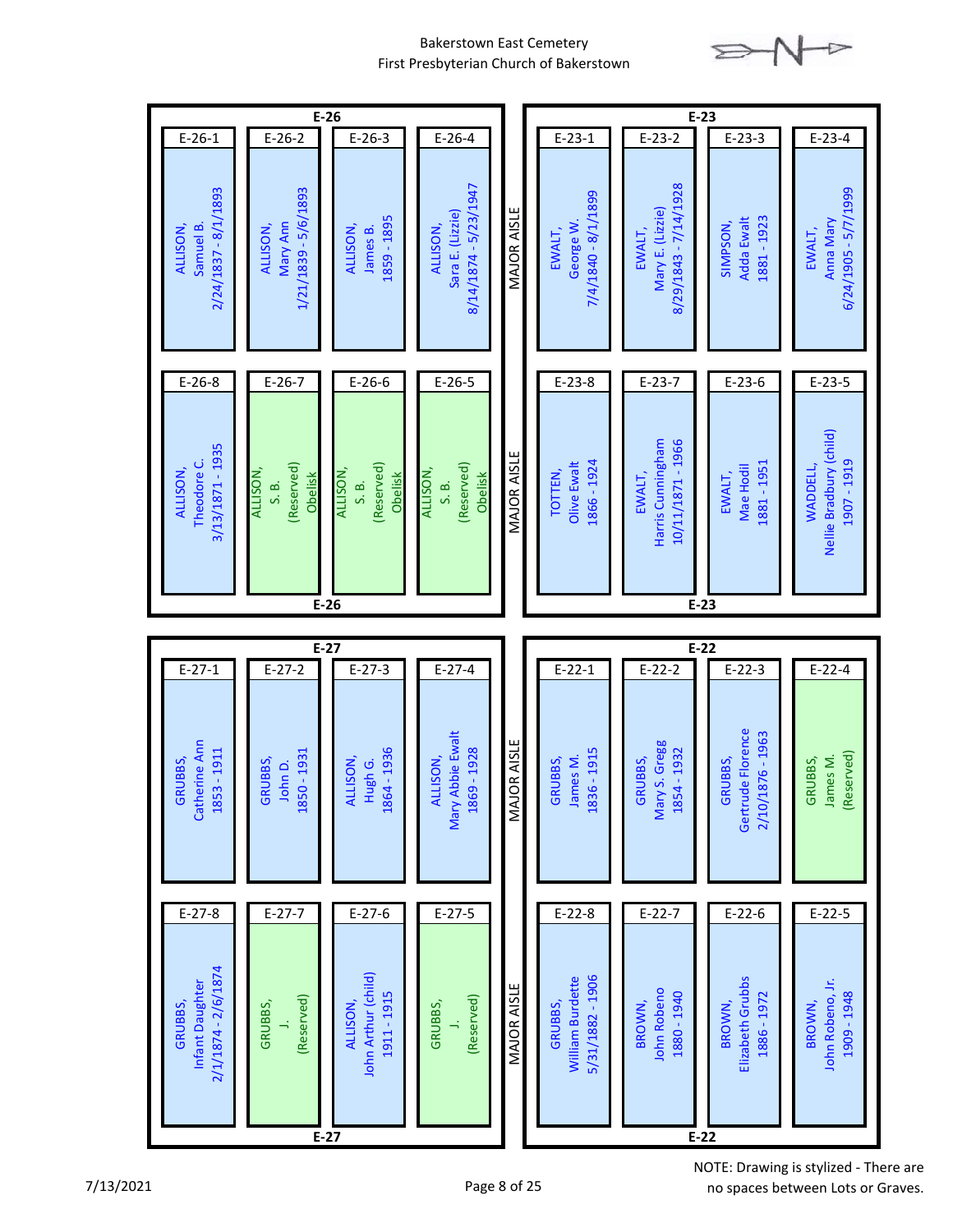# Bakerstown East Cemetery
## First Presbyterian Church of Bakerstown

### E-26

| Lot | Name | Dates / Notes |
|---|---|---|
| E-26-1 | ALLISON, Samuel B. | 2/24/1837 - 8/1/1893 |
| E-26-2 | ALLISON, Mary Ann | 1/21/1839 - 5/6/1893 |
| E-26-3 | ALLISON, James B. | 1859 - 1895 |
| E-26-4 | ALLISON, Sara E. (Lizzie) | 8/14/1874 - 5/23/1947 |
| E-26-8 | ALLISON, Theodore C. | 3/13/1871 - 1935 |
| E-26-7 | ALLISON, S. B. | (Reserved) Obelisk |
| E-26-6 | ALLISON, S. B. | (Reserved) Obelisk |
| E-26-5 | ALLISON, S. B. | (Reserved) Obelisk |

MAJOR AISLE

### E-23

| Lot | Name | Dates / Notes |
|---|---|---|
| E-23-1 | EWALT, George W. | 7/4/1840 - 8/1/1899 |
| E-23-2 | EWALT, Mary E. (Lizzie) | 8/29/1843 - 7/14/1928 |
| E-23-3 | SIMPSON, Adda Ewalt | 1881 - 1923 |
| E-23-4 | EWALT, Anna Mary | 6/24/1905 - 5/7/1999 |
| E-23-8 | TOTTEN, Olive Ewalt | 1866 - 1924 |
| E-23-7 | EWALT, Harris Cunningham | 10/11/1871 - 1966 |
| E-23-6 | EWALT, Mae Hodil | 1881 - 1951 |
| E-23-5 | WADDELL, Nellie Bradbury (child) | 1907 - 1919 |

### E-27

| Lot | Name | Dates / Notes |
|---|---|---|
| E-27-1 | GRUBBS, Catherine Ann | 1853 - 1911 |
| E-27-2 | GRUBBS, John D. | 1850 - 1931 |
| E-27-3 | ALLISON, Hugh G. | 1864 - 1936 |
| E-27-4 | ALLISON, Mary Abbie Ewalt | 1869 - 1928 |
| E-27-8 | GRUBBS, Infant Daughter | 2/1/1874 - 2/6/1874 |
| E-27-7 | GRUBBS, J. | (Reserved) |
| E-27-6 | ALLISON, John Arthur (child) | 1911 - 1915 |
| E-27-5 | GRUBBS, J. | (Reserved) |

MAJOR AISLE

### E-22

| Lot | Name | Dates / Notes |
|---|---|---|
| E-22-1 | GRUBBS, James M. | 1836 - 1915 |
| E-22-2 | GRUBBS, Mary S. Gregg | 1854 - 1932 |
| E-22-3 | GRUBBS, Gertrude Florence | 2/10/1876 - 1963 |
| E-22-4 | GRUBBS, James M. | (Reserved) |
| E-22-8 | GRUBBS, William Burdette | 5/31/1882 - 1906 |
| E-22-7 | BROWN, John Robeno | 1880 - 1940 |
| E-22-6 | BROWN, Elizabeth Grubbs | 1886 - 1972 |
| E-22-5 | BROWN, John Robeno, Jr. | 1909 - 1948 |

7/13/2021

NOTE: Drawing is stylized - There are no spaces between Lots or Graves.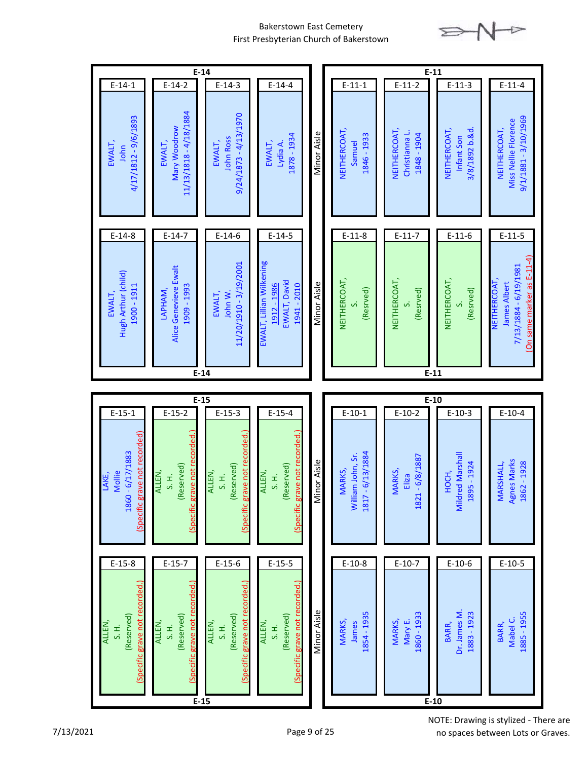# Bakerstown East Cemetery
## First Presbyterian Church of Bakerstown

### E-14

| E-14-1 | E-14-2 | E-14-3 | E-14-4 |
|---|---|---|---|
| EWALT, John 4/17/1812 - 9/6/1893 | EWALT, Mary Woodrow 11/13/1818 - 4/18/1884 | EWALT, John Ross 9/24/1873 - 4/13/1970 | EWALT, Lydia A. 1878 - 1934 |

| E-14-8 | E-14-7 | E-14-6 | E-14-5 |
|---|---|---|---|
| EWALT, Hugh Arthur (child) 1900 - 1911 | LAPHAM, Alice Genevieve Ewalt 1909 - 1993 | EWALT, John W. 11/20/1910 - 3/19/2001 | EWALT, Lillian Wilkening 1912 - 1986 EWALT, David 1941 - 2010 |

Minor Aisle

### E-11

| E-11-1 | E-11-2 | E-11-3 | E-11-4 |
|---|---|---|---|
| NEITHERCOAT, Samuel 1846 - 1933 | NEITHERCOAT, Christianna L. 1848 - 1904 | NEITHERCOAT, Infant Son 3/8/1892 b.&d. | NEITHERCOAT, Miss Nellie Florence 9/1/1881 - 3/10/1969 |

| E-11-8 | E-11-7 | E-11-6 | E-11-5 |
|---|---|---|---|
| NEITHERCOAT, S. (Resrved) | NEITHERCOAT, S. (Resrved) | NEITHERCOAT, S. (Resrved) | NEITHERCOAT, James Albert 7/13/1884 - 6/19/1981 (On same marker as E-11-4) |

### E-15

| E-15-1 | E-15-2 | E-15-3 | E-15-4 |
|---|---|---|---|
| LAKE, Mollie 1860 - 6/17/1883 (Specific grave not recorded) | ALLEN, S. H. (Reserved) (Specific grave not recorded.) | ALLEN, S. H. (Reserved) (Specific grave not recorded.) | ALLEN, S. H. (Reserved) (Specific grave not recorded.) |

| E-15-8 | E-15-7 | E-15-6 | E-15-5 |
|---|---|---|---|
| ALLEN, S. H. (Reserved) (Specific grave not recorded.) | ALLEN, S. H. (Reserved) (Specific grave not recorded.) | ALLEN, S. H. (Reserved) (Specific grave not recorded.) | ALLEN, S. H. (Reserved) (Specific grave not recorded.) |

Minor Aisle

### E-10

| E-10-1 | E-10-2 | E-10-3 | E-10-4 |
|---|---|---|---|
| MARKS, William John, Sr. 1817 - 6/13/1884 | MARKS, Eliza 1821 - 6/8/1887 | HOCH, Mildred Marshall 1895 - 1924 | MARSHALL, Agnes Marks 1862 - 1928 |

| E-10-8 | E-10-7 | E-10-6 | E-10-5 |
|---|---|---|---|
| MARKS, James 1854 - 1935 | MARKS, Mary E. 1860 - 1933 | BARR, Dr. James M. 1883 - 1923 | BARR, Mabel C. 1885 - 1955 |

NOTE: Drawing is stylized - There are no spaces between Lots or Graves.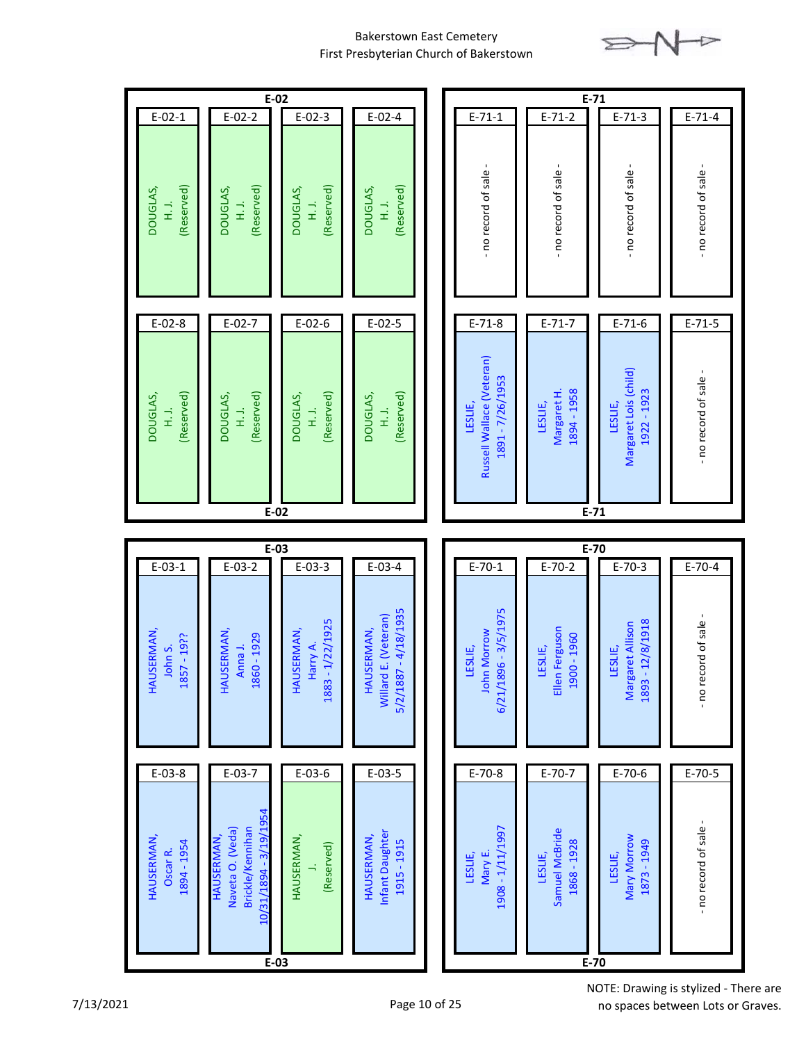Bakerstown East Cemetery
First Presbyterian Church of Bakerstown

## E-02

| E-02-1 | E-02-2 | E-02-3 | E-02-4 |
|---|---|---|---|
| DOUGLAS, H. J. (Reserved) | DOUGLAS, H. J. (Reserved) | DOUGLAS, H. J. (Reserved) | DOUGLAS, H. J. (Reserved) |
| **E-02-8** | **E-02-7** | **E-02-6** | **E-02-5** |
| DOUGLAS, H. J. (Reserved) | DOUGLAS, H. J. (Reserved) | DOUGLAS, H. J. (Reserved) | DOUGLAS, H. J. (Reserved) |

## E-71

| E-71-1 | E-71-2 | E-71-3 | E-71-4 |
|---|---|---|---|
| - no record of sale - | - no record of sale - | - no record of sale - | - no record of sale - |
| **E-71-8** | **E-71-7** | **E-71-6** | **E-71-5** |
| LESLIE, Russell Wallace (Veteran) 1891 - 7/26/1953 | LESLIE, Margaret H. 1894 - 1958 | LESLIE, Margaret Lois (child) 1922 - 1923 | - no record of sale - |

## E-03

| E-03-1 | E-03-2 | E-03-3 | E-03-4 |
|---|---|---|---|
| HAUSERMAN, John S. 1857 - 19?? | HAUSERMAN, Anna J. 1860 - 1929 | HAUSERMAN, Harry A. 1883 - 1/22/1925 | HAUSERMAN, Willard E. (Veteran) 5/2/1887 - 4/18/1935 |
| **E-03-8** | **E-03-7** | **E-03-6** | **E-03-5** |
| HAUSERMAN, Oscar R. 1894 - 1954 | HAUSERMAN, Naveta O. (Veda) Brickle/Kennihan 10/31/1894 - 3/19/1954 | HAUSERMAN, J. (Reserved) | HAUSERMAN, Infant Daughter 1915 - 1915 |

## E-70

| E-70-1 | E-70-2 | E-70-3 | E-70-4 |
|---|---|---|---|
| LESLIE, John Morrow 6/21/1896 - 3/5/1975 | LESLIE, Ellen Ferguson 1900 - 1960 | LESLIE, Margaret Allison 1893 - 12/8/1918 | - no record of sale - |
| **E-70-8** | **E-70-7** | **E-70-6** | **E-70-5** |
| LESLIE, Mary E. 1908 - 1/11/1997 | LESLIE, Samuel McBride 1868 - 1928 | LESLIE, Mary Morrow 1873 - 1949 | - no record of sale - |

7/13/2021

NOTE: Drawing is stylized - There are no spaces between Lots or Graves.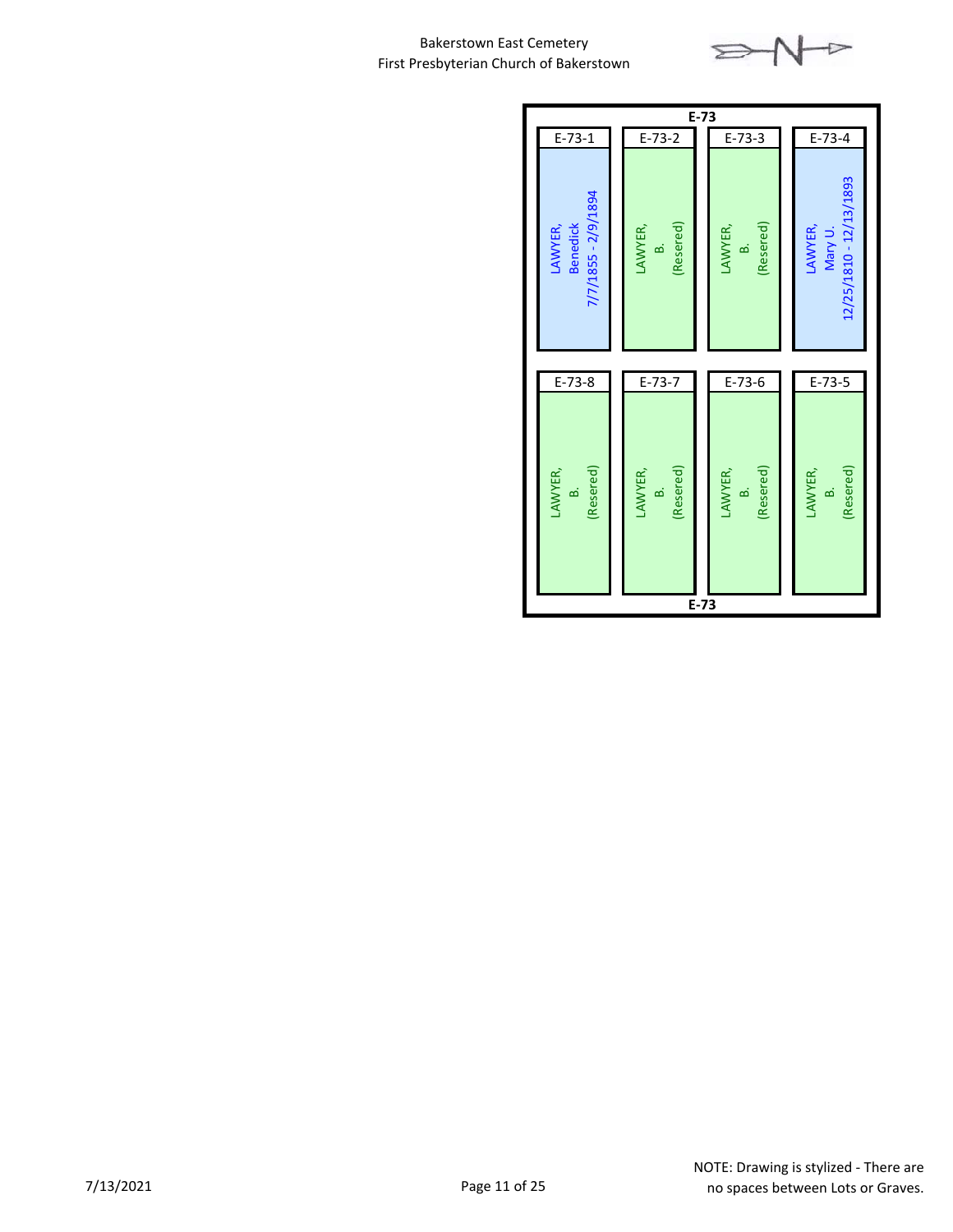Bakerstown East Cemetery
First Presbyterian Church of Bakerstown

## E-73

| E-73-1 | E-73-2 | E-73-3 | E-73-4 |
|---|---|---|---|
| LAWYER, Benedick 7/7/1855 - 2/9/1894 | LAWYER, B. (Resered) | LAWYER, B. (Resered) | LAWYER, Mary U. 12/25/1810 - 12/13/1893 |

| E-73-8 | E-73-7 | E-73-6 | E-73-5 |
|---|---|---|---|
| LAWYER, B. (Resered) | LAWYER, B. (Resered) | LAWYER, B. (Resered) | LAWYER, B. (Resered) |

E-73

7/13/2021

NOTE: Drawing is stylized - There are no spaces between Lots or Graves.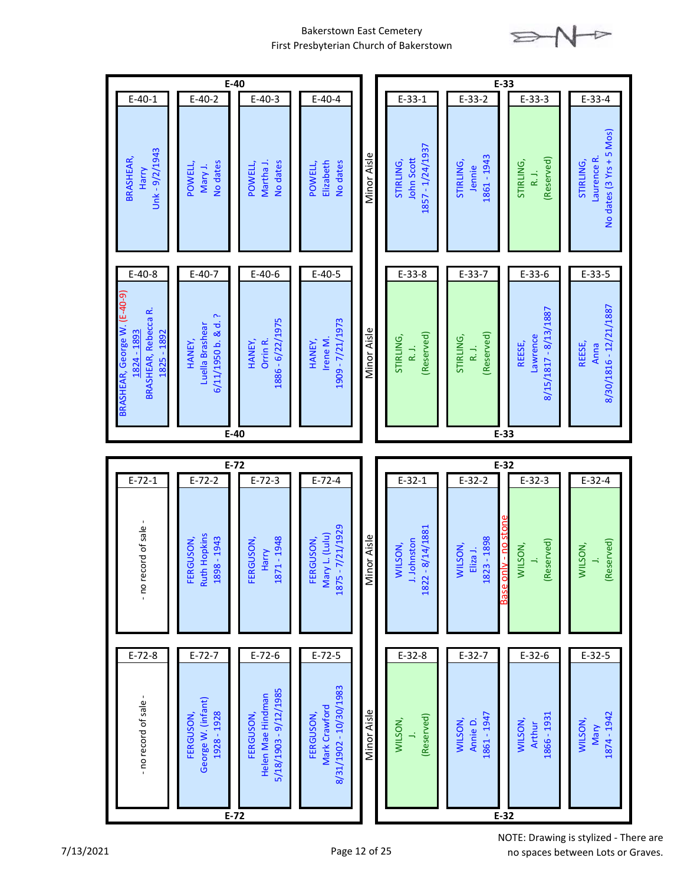Bakerstown East Cemetery
First Presbyterian Church of Bakerstown

## E-40

| E-40-1 | E-40-2 | E-40-3 | E-40-4 |
|---|---|---|---|
| BRASHEAR, Harry Unk - 9/2/1943 | POWELL, Mary J. No dates | POWELL, Martha J. No dates | POWELL, Elizabeth No dates |

| E-40-8 | E-40-7 | E-40-6 | E-40-5 |
|---|---|---|---|
| BRASHEAR, George W. (E-40-9) 1824 - 1893 BRASHEAR, Rebecca R. 1825 - 1892 | HANEY, Luella Brashear 6/11/1950 b. & d. ? | HANEY, Orrin R. 1886 - 6/22/1975 | HANEY, Irene M. 1909 - 7/21/1973 |

Minor Aisle

## E-33

| E-33-1 | E-33-2 | E-33-3 | E-33-4 |
|---|---|---|---|
| STIRLING, John Scott 1857 - 1/24/1937 | STIRLING, Jennie 1861 - 1943 | STIRLING, R. J. (Reserved) | STIRLING, Laurence R. No dates (3 Yrs + 5 Mos) |

| E-33-8 | E-33-7 | E-33-6 | E-33-5 |
|---|---|---|---|
| STIRLING, R. J. (Reserved) | STIRLING, R. J. (Reserved) | REESE, Lawrence 8/15/1817 - 8/13/1887 | REESE, Anna 8/30/1816 - 12/21/1887 |

## E-72

| E-72-1 | E-72-2 | E-72-3 | E-72-4 |
|---|---|---|---|
| - no record of sale - | FERGUSON, Ruth Hopkins 1898 - 1943 | FERGUSON, Harry 1871 - 1948 | FERGUSON, Mary L. (Lulu) 1875 - 7/21/1929 |

| E-72-8 | E-72-7 | E-72-6 | E-72-5 |
|---|---|---|---|
| - no record of sale - | FERGUSON, George W. (infant) 1928 - 1928 | FERGUSON, Helen Mae Hindman 5/18/1903 - 9/12/1985 | FERGUSON, Mark Crawford 8/31/1902 - 10/30/1983 |

Minor Aisle

## E-32

| E-32-1 | E-32-2 | E-32-3 | E-32-4 |
|---|---|---|---|
| WILSON, J. Johnston 1822 - 8/14/1881 | WILSON, Eliza J. 1823 - 1898 | Base only - no stone WILSON, J. (Reserved) | WILSON, J. (Reserved) |

| E-32-8 | E-32-7 | E-32-6 | E-32-5 |
|---|---|---|---|
| WILSON, J. (Reserved) | WILSON, Annie D. 1861 - 1947 | WILSON, Arthur 1866 - 1931 | WILSON, Mary 1874 - 1942 |

7/13/2021

NOTE: Drawing is stylized - There are no spaces between Lots or Graves.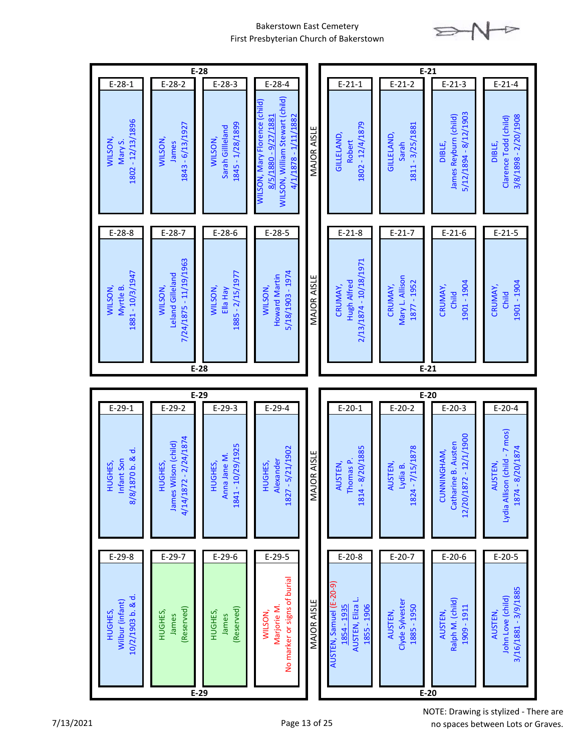# Bakerstown East Cemetery
## First Presbyterian Church of Bakerstown

## E-28

| E-28-1 | E-28-2 | E-28-3 | E-28-4 |
|---|---|---|---|
| WILSON, Mary S. 1802 - 12/13/1896 | WILSON, James 1843 - 6/13/1927 | WILSON, Sarah Gilleland 1845 - 1/28/1899 | WILSON, Mary Florence (child) 8/5/1880 - 9/27/1881; WILSON, William Stewart (child) 4/1/1878 - 1/11/1882 |
| **E-28-8** | **E-28-7** | **E-28-6** | **E-28-5** |
| WILSON, Myrtle B. 1881 - 10/3/1947 | WILSON, Leland Gilleland 7/24/1875 - 11/19/1963 | WILSON, Ella Hay 1885 - 2/15/1977 | WILSON, Howard Martin 5/18/1903 - 1974 |

MAJOR AISLE

## E-21

| E-21-1 | E-21-2 | E-21-3 | E-21-4 |
|---|---|---|---|
| GILLELAND, Robert 1802 - 12/4/1879 | GILLELAND, Sarah 1811 - 3/25/1881 | DIBLE, James Reyburn (child) 5/12/1894 - 8/12/1903 | DIBLE, Clarence Todd (child) 3/8/1898 - 2/20/1908 |
| **E-21-8** | **E-21-7** | **E-21-6** | **E-21-5** |
| CRUMAY, Hugh Alfred 2/13/1874 - 10/18/1971 | CRUMAY, Mary L. Allison 1877 - 1952 | CRUMAY, Child 1901 - 1904 | CRUMAY, Child 1901 - 1904 |

## E-29

| E-29-1 | E-29-2 | E-29-3 | E-29-4 |
|---|---|---|---|
| HUGHES, Infant Son 8/8/1870 b. & d. | HUGHES, James Wilson (child) 4/14/1872 - 2/24/1874 | HUGHES, Anna Jane M. 1841 - 10/29/1925 | HUGHES, Alexander 1827 - 5/21/1902 |
| **E-29-8** | **E-29-7** | **E-29-6** | **E-29-5** |
| HUGHES, Wilbur (infant) 10/2/1903 b. & d. | HUGHES, James (Reserved) | HUGHES, James (Reserved) | WILSON, Marjorie M. No marker or signs of burial |

MAJOR AISLE

## E-20

| E-20-1 | E-20-2 | E-20-3 | E-20-4 |
|---|---|---|---|
| AUSTEN, Thomas P. 1814 - 8/20/1885 | AUSTEN, Lydia B. 1824 - 7/15/1878 | CUNNINGHAM, Catharine B. Austen 12/20/1872 - 12/1/1900 | AUSTEN, Lydia Allison (child - 7 mos) 1874 - 8/20/1874 |
| **E-20-8** | **E-20-7** | **E-20-6** | **E-20-5** |
| AUSTEN, Samuel (E-20-9) 1854 - 1935; AUSTEN, Eliza L. 1855 - 1906 | AUSTEN, Clyde Sylvester 1885 - 1950 | AUSTEN, Ralph M. (child) 1909 - 1911 | AUSTEN, John Love (child) 3/16/1881 - 3/9/1885 |

NOTE: Drawing is stylized - There are no spaces between Lots or Graves.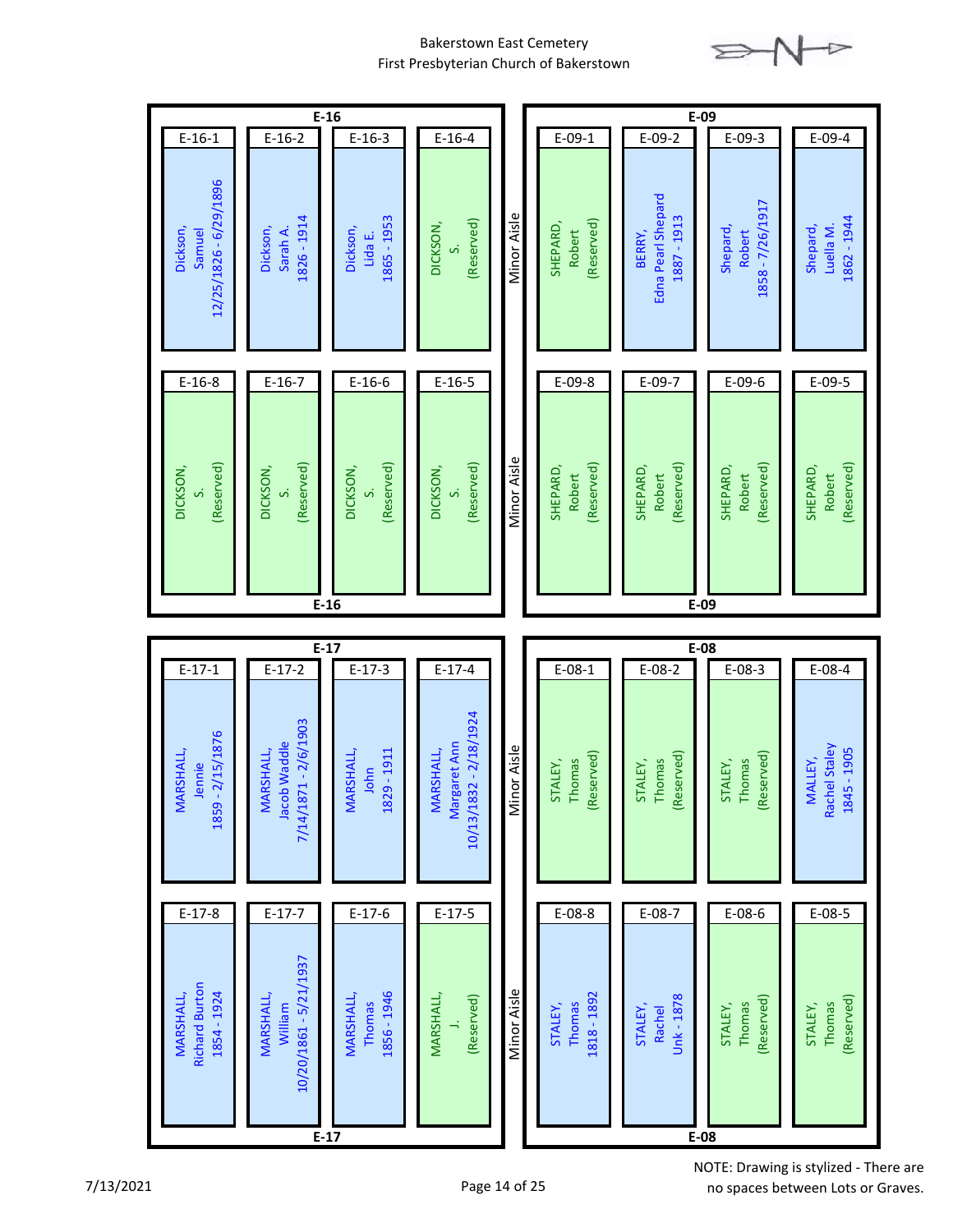Bakerstown East Cemetery
First Presbyterian Church of Bakerstown

## E-16

| Grave | Name | Dates |
|---|---|---|
| E-16-1 | Dickson, Samuel | 12/25/1826 - 6/29/1896 |
| E-16-2 | Dickson, Sarah A. | 1826 - 1914 |
| E-16-3 | Dickson, Lida E. | 1865 - 1953 |
| E-16-4 | DICKSON, S. | (Reserved) |
| E-16-5 | DICKSON, S. | (Reserved) |
| E-16-6 | DICKSON, S. | (Reserved) |
| E-16-7 | DICKSON, S. | (Reserved) |
| E-16-8 | DICKSON, S. | (Reserved) |

Minor Aisle

## E-09

| Grave | Name | Dates |
|---|---|---|
| E-09-1 | SHEPARD, Robert | (Reserved) |
| E-09-2 | BERRY, Edna Pearl Shepard | 1887 - 1913 |
| E-09-3 | Shepard, Robert | 1858 - 7/26/1917 |
| E-09-4 | Shepard, Luella M. | 1862 - 1944 |
| E-09-5 | SHEPARD, Robert | (Reserved) |
| E-09-6 | SHEPARD, Robert | (Reserved) |
| E-09-7 | SHEPARD, Robert | (Reserved) |
| E-09-8 | SHEPARD, Robert | (Reserved) |

## E-17

| Grave | Name | Dates |
|---|---|---|
| E-17-1 | MARSHALL, Jennie | 1859 - 2/15/1876 |
| E-17-2 | MARSHALL, Jacob Waddle | 7/14/1871 - 2/6/1903 |
| E-17-3 | MARSHALL, John | 1829 - 1911 |
| E-17-4 | MARSHALL, Margaret Ann | 10/13/1832 - 2/18/1924 |
| E-17-5 | MARSHALL, J. | (Reserved) |
| E-17-6 | MARSHALL, Thomas | 1856 - 1946 |
| E-17-7 | MARSHALL, William | 10/20/1861 - 5/21/1937 |
| E-17-8 | MARSHALL, Richard Burton | 1854 - 1924 |

Minor Aisle

## E-08

| Grave | Name | Dates |
|---|---|---|
| E-08-1 | STALEY, Thomas | (Reserved) |
| E-08-2 | STALEY, Thomas | (Reserved) |
| E-08-3 | STALEY, Thomas | (Reserved) |
| E-08-4 | MALLEY, Rachel Staley | 1845 - 1905 |
| E-08-5 | STALEY, Thomas | (Reserved) |
| E-08-6 | STALEY, Thomas | (Reserved) |
| E-08-7 | STALEY, Rachel | Unk - 1878 |
| E-08-8 | STALEY, Thomas | 1818 - 1892 |

NOTE: Drawing is stylized - There are no spaces between Lots or Graves.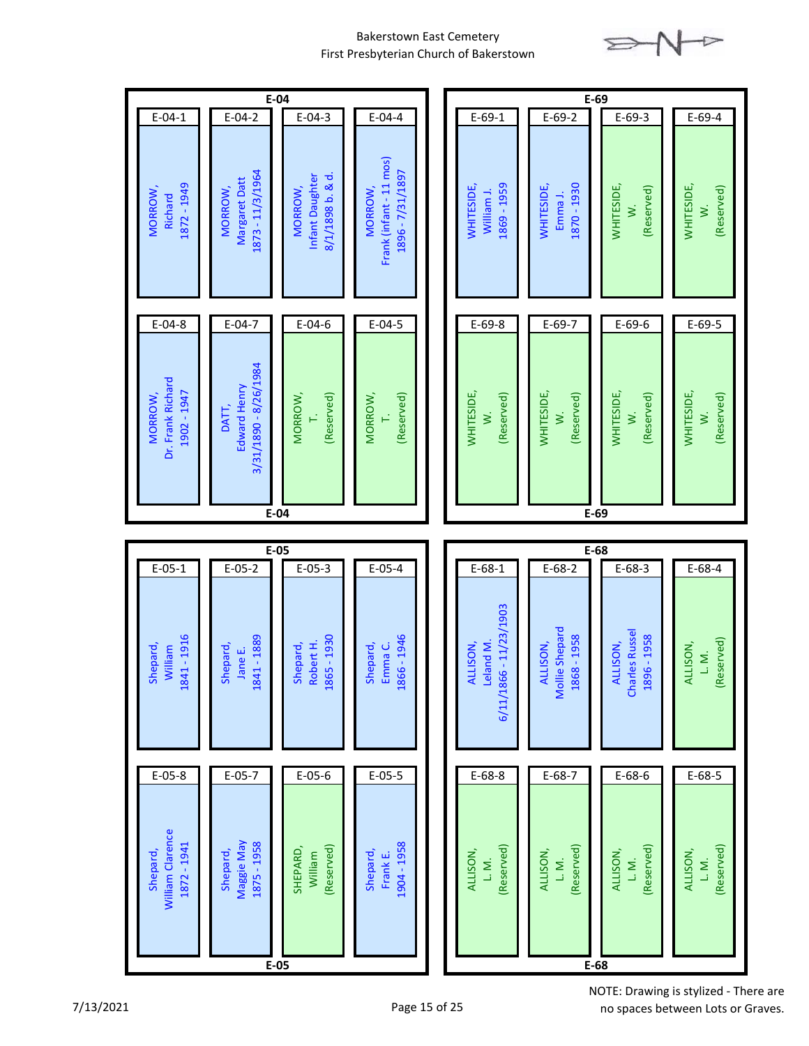Bakerstown East Cemetery
First Presbyterian Church of Bakerstown

## E-04

| Grave | Name | Dates |
|---|---|---|
| E-04-1 | MORROW, Richard | 1872 - 1949 |
| E-04-2 | MORROW, Margaret Datt | 1873 - 11/3/1964 |
| E-04-3 | MORROW, Infant Daughter | 8/1/1898 b. & d. |
| E-04-4 | MORROW, Frank (infant - 11 mos) | 1896 - 7/31/1897 |
| E-04-8 | MORROW, Dr. Frank Richard | 1902 - 1947 |
| E-04-7 | DATT, Edward Henry | 3/31/1890 - 8/26/1984 |
| E-04-6 | MORROW, T. | (Reserved) |
| E-04-5 | MORROW, T. | (Reserved) |

## E-69

| Grave | Name | Dates |
|---|---|---|
| E-69-1 | WHITESIDE, William J. | 1869 - 1959 |
| E-69-2 | WHITESIDE, Emma J. | 1870 - 1930 |
| E-69-3 | WHITESIDE, W. | (Reserved) |
| E-69-4 | WHITESIDE, W. | (Reserved) |
| E-69-8 | WHITESIDE, W. | (Reserved) |
| E-69-7 | WHITESIDE, W. | (Reserved) |
| E-69-6 | WHITESIDE, W. | (Reserved) |
| E-69-5 | WHITESIDE, W. | (Reserved) |

## E-05

| Grave | Name | Dates |
|---|---|---|
| E-05-1 | Shepard, William | 1841 - 1916 |
| E-05-2 | Shepard, Jane E. | 1841 - 1889 |
| E-05-3 | Shepard, Robert H. | 1865 - 1930 |
| E-05-4 | Shepard, Emma C. | 1866 - 1946 |
| E-05-8 | Shepard, William Clarence | 1872 - 1941 |
| E-05-7 | Shepard, Maggie May | 1875 - 1958 |
| E-05-6 | SHEPARD, William | (Reserved) |
| E-05-5 | Shepard, Frank E. | 1904 - 1958 |

## E-68

| Grave | Name | Dates |
|---|---|---|
| E-68-1 | ALLISON, Leland M. | 6/11/1866 - 11/23/1903 |
| E-68-2 | ALLISON, Mollie Shepard | 1868 - 1958 |
| E-68-3 | ALLISON, Charles Russel | 1896 - 1958 |
| E-68-4 | ALLISON, L. M. | (Reserved) |
| E-68-8 | ALLISON, L. M. | (Reserved) |
| E-68-7 | ALLISON, L. M. | (Reserved) |
| E-68-6 | ALLISON, L. M. | (Reserved) |
| E-68-5 | ALLISON, L. M. | (Reserved) |

7/13/2021

NOTE: Drawing is stylized - There are no spaces between Lots or Graves.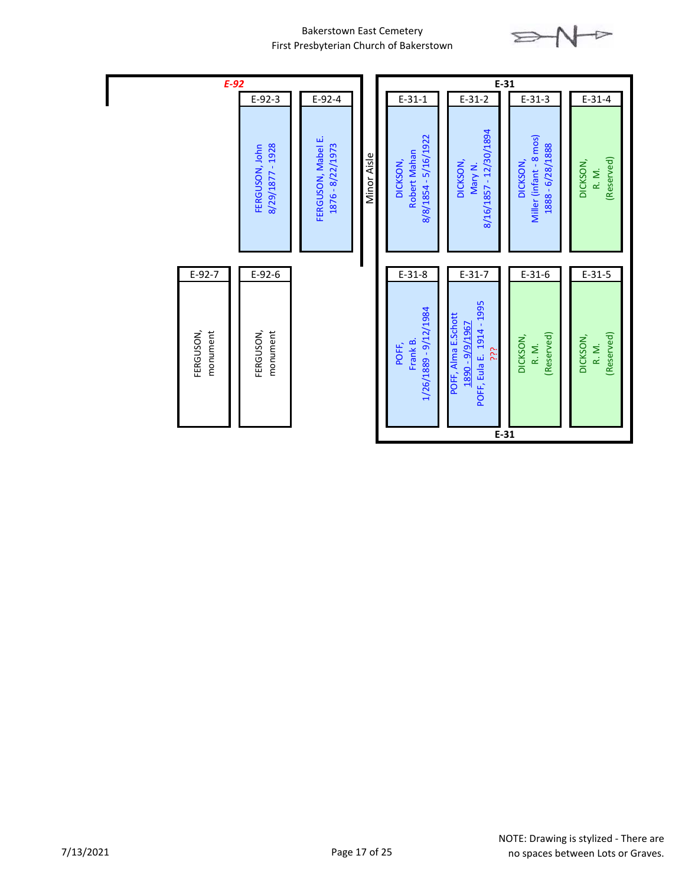Bakerstown East Cemetery
First Presbyterian Church of Bakerstown

## E-92

| Plot | Name | Dates |
| --- | --- | --- |
| E-92-3 | FERGUSON, John | 8/29/1877 - 1928 |
| E-92-4 | FERGUSON, Mabel E. | 1876 - 8/22/1973 |
| E-92-6 | FERGUSON, monument | |
| E-92-7 | FERGUSON, monument | |

Minor Aisle

## E-31

| Plot | Name | Dates |
| --- | --- | --- |
| E-31-1 | DICKSON, Robert Mahan | 8/8/1854 - 5/16/1922 |
| E-31-2 | DICKSON, Mary N. | 8/16/1857 - 12/30/1894 |
| E-31-3 | DICKSON, Miller (infant - 8 mos) | 1888 - 6/28/1888 |
| E-31-4 | DICKSON, R. M. (Reserved) | |
| E-31-5 | DICKSON, R. M. (Reserved) | |
| E-31-6 | DICKSON, R. M. (Reserved) | |
| E-31-7 | POFF, Alma E.Schott / POFF, Eula E. ??? | 1890 - 9/9/1967 / 1914 - 1995 |
| E-31-8 | POFF, Frank B. | 1/26/1889 - 9/12/1984 |

7/13/2021

NOTE: Drawing is stylized - There are no spaces between Lots or Graves.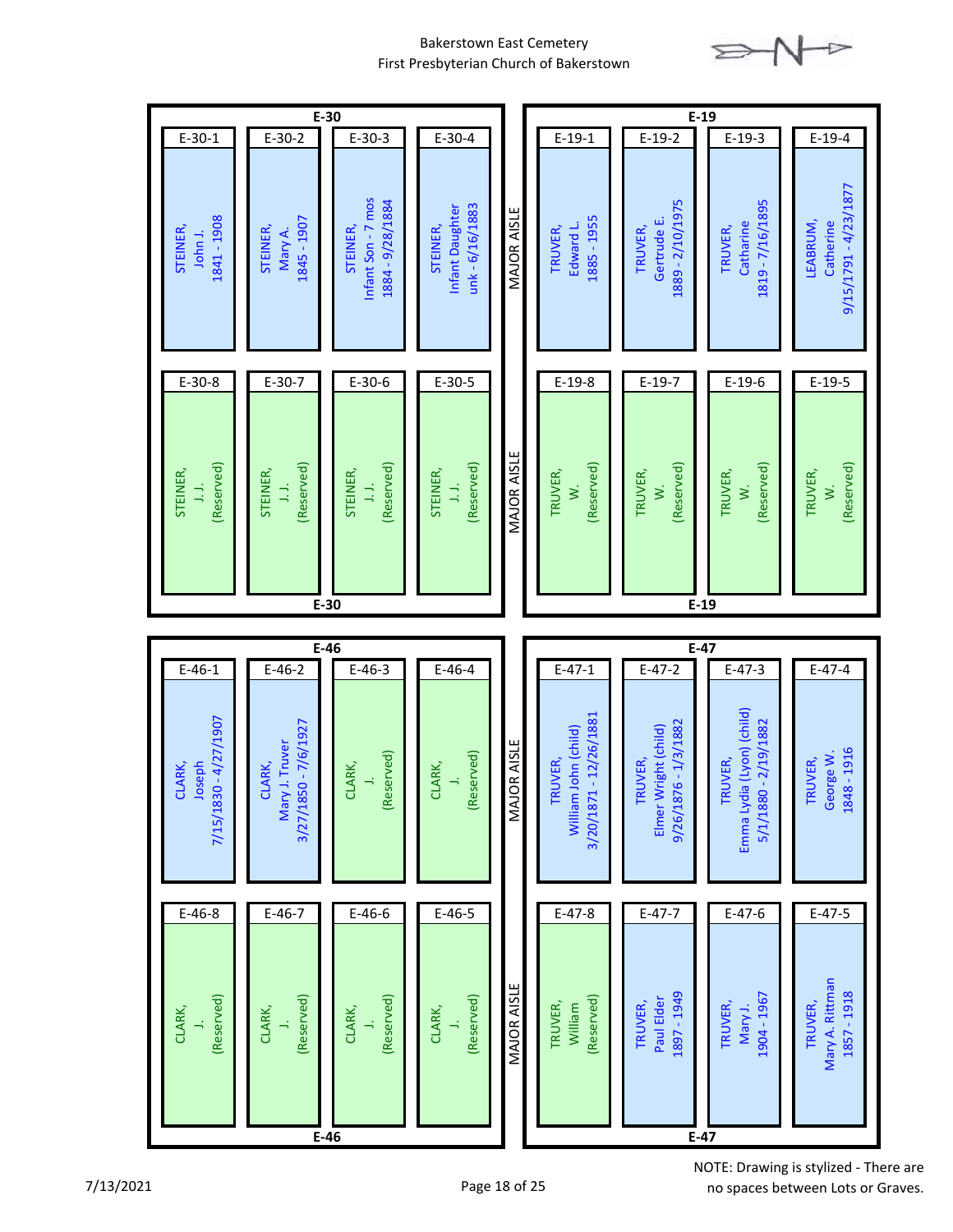# Bakerstown East Cemetery
## First Presbyterian Church of Bakerstown

## E-30

| E-30-1 | E-30-2 | E-30-3 | E-30-4 |
|---|---|---|---|
| STEINER, John J. 1841 - 1908 | STEINER, Mary A. 1845 - 1907 | STEINER, Infant Son - 7 mos 1884 - 9/28/1884 | STEINER, Infant Daughter unk - 6/16/1883 |

| E-30-8 | E-30-7 | E-30-6 | E-30-5 |
|---|---|---|---|
| STEINER, J.J. (Reserved) | STEINER, J.J. (Reserved) | STEINER, J.J. (Reserved) | STEINER, J.J. (Reserved) |

MAJOR AISLE

## E-19

| E-19-1 | E-19-2 | E-19-3 | E-19-4 |
|---|---|---|---|
| TRUVER, Edward L. 1885 - 1955 | TRUVER, Gertrude E. 1889 - 2/10/1975 | TRUVER, Catharine 1819 - 7/16/1895 | LEABRUM, Catherine 9/15/1791 - 4/23/1877 |

| E-19-8 | E-19-7 | E-19-6 | E-19-5 |
|---|---|---|---|
| TRUVER, W. (Reserved) | TRUVER, W. (Reserved) | TRUVER, W. (Reserved) | TRUVER, W. (Reserved) |

## E-46

| E-46-1 | E-46-2 | E-46-3 | E-46-4 |
|---|---|---|---|
| CLARK, Joseph 7/15/1830 - 4/27/1907 | CLARK, Mary J. Truver 3/27/1850 - 7/6/1927 | CLARK, J. (Reserved) | CLARK, J. (Reserved) |

| E-46-8 | E-46-7 | E-46-6 | E-46-5 |
|---|---|---|---|
| CLARK, J. (Reserved) | CLARK, J. (Reserved) | CLARK, J. (Reserved) | CLARK, J. (Reserved) |

MAJOR AISLE

## E-47

| E-47-1 | E-47-2 | E-47-3 | E-47-4 |
|---|---|---|---|
| TRUVER, William John (child) 3/20/1871 - 12/26/1881 | TRUVER, Elmer Wright (child) 9/26/1876 - 1/3/1882 | TRUVER, Emma Lydia (Lyon) (child) 5/1/1880 - 2/19/1882 | TRUVER, George W. 1848 - 1916 |

| E-47-8 | E-47-7 | E-47-6 | E-47-5 |
|---|---|---|---|
| TRUVER, William (Reserved) | TRUVER, Paul Elder 1897 - 1949 | TRUVER, Mary J. 1904 - 1967 | TRUVER, Mary A. Rittman 1857 - 1918 |

NOTE: Drawing is stylized - There are no spaces between Lots or Graves.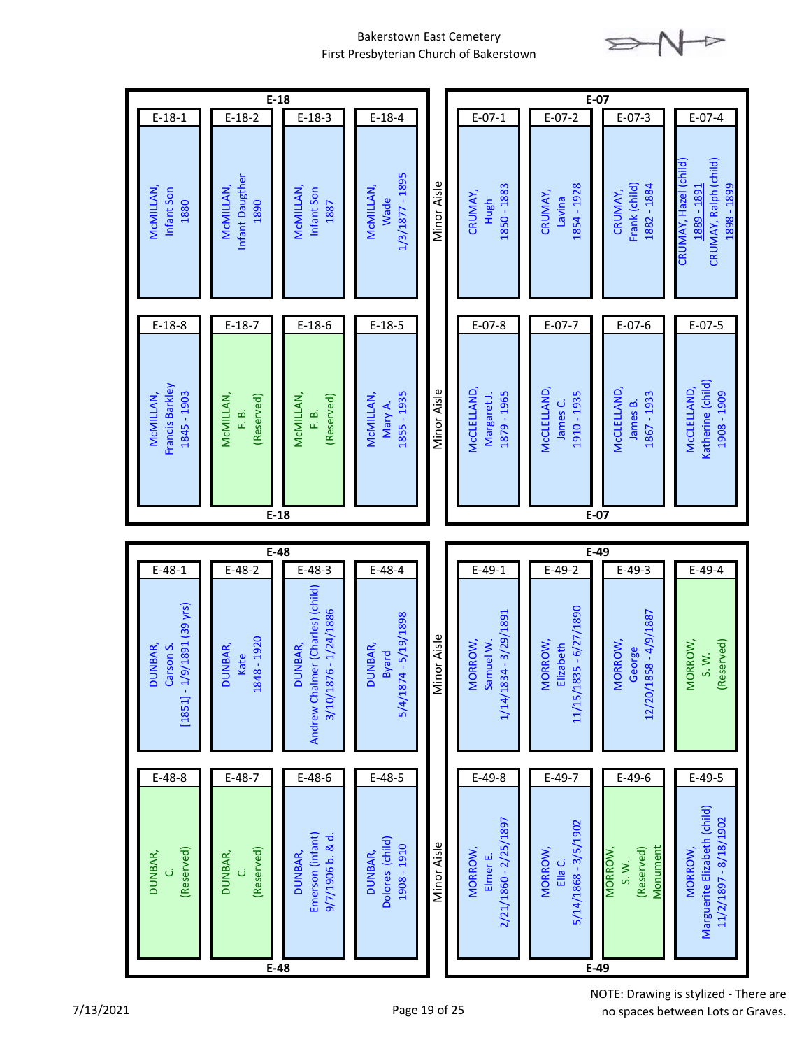Bakerstown East Cemetery
First Presbyterian Church of Bakerstown

## E-18

| E-18-1 | E-18-2 | E-18-3 | E-18-4 |
|---|---|---|---|
| McMILLAN, Infant Son 1880 | McMILLAN, Infant Daugther 1890 | McMILLAN, Infant Son 1887 | McMILLAN, Wade 1/3/1877 - 1895 |

| E-18-8 | E-18-7 | E-18-6 | E-18-5 |
|---|---|---|---|
| McMILLAN, Francis Barkley 1845 - 1903 | McMILLAN, F. B. (Reserved) | McMILLAN, F. B. (Reserved) | McMILLAN, Mary A. 1855 - 1935 |

Minor Aisle

## E-07

| E-07-1 | E-07-2 | E-07-3 | E-07-4 |
|---|---|---|---|
| CRUMAY, Hugh 1850 - 1883 | CRUMAY, Lavina 1854 - 1928 | CRUMAY, Frank (child) 1882 - 1884 | CRUMAY, Hazel (child) 1889 - 1891; CRUMAY, Ralph (child) 1898 - 1899 |

| E-07-8 | E-07-7 | E-07-6 | E-07-5 |
|---|---|---|---|
| McCLELLAND, Margaret J. 1879 - 1965 | McCLELLAND, James C. 1910 - 1935 | McCLELLAND, James B. 1867 - 1933 | McCLELLAND, Katherine (child) 1908 - 1909 |

## E-48

| E-48-1 | E-48-2 | E-48-3 | E-48-4 |
|---|---|---|---|
| DUNBAR, Carson S. [1851] - 1/9/1891 (39 yrs) | DUNBAR, Kate 1848 - 1920 | DUNBAR, Andrew Chalmer (Charles) (child) 3/10/1876 - 1/24/1886 | DUNBAR, Byard 5/4/1874 - 5/19/1898 |

| E-48-8 | E-48-7 | E-48-6 | E-48-5 |
|---|---|---|---|
| DUNBAR, C. (Reserved) | DUNBAR, C. (Reserved) | DUNBAR, Emerson (infant) 9/7/1906 b. & d. | DUNBAR, Dolores (child) 1908 - 1910 |

Minor Aisle

## E-49

| E-49-1 | E-49-2 | E-49-3 | E-49-4 |
|---|---|---|---|
| MORROW, Samuel W. 1/14/1834 - 3/29/1891 | MORROW, Elizabeth 11/15/1835 - 6/27/1890 | MORROW, George 12/20/1858 - 4/9/1887 | MORROW, S. W. (Reserved) |

| E-49-8 | E-49-7 | E-49-6 | E-49-5 |
|---|---|---|---|
| MORROW, Elmer E. 2/21/1860 - 2/25/1897 | MORROW, Ella C. 5/14/1868 - 3/5/1902 | MORROW, S. W. (Reserved) Monument | MORROW, Marguerite Elizabeth (child) 11/2/1897 - 8/18/1902 |

7/13/2021

NOTE: Drawing is stylized - There are no spaces between Lots or Graves.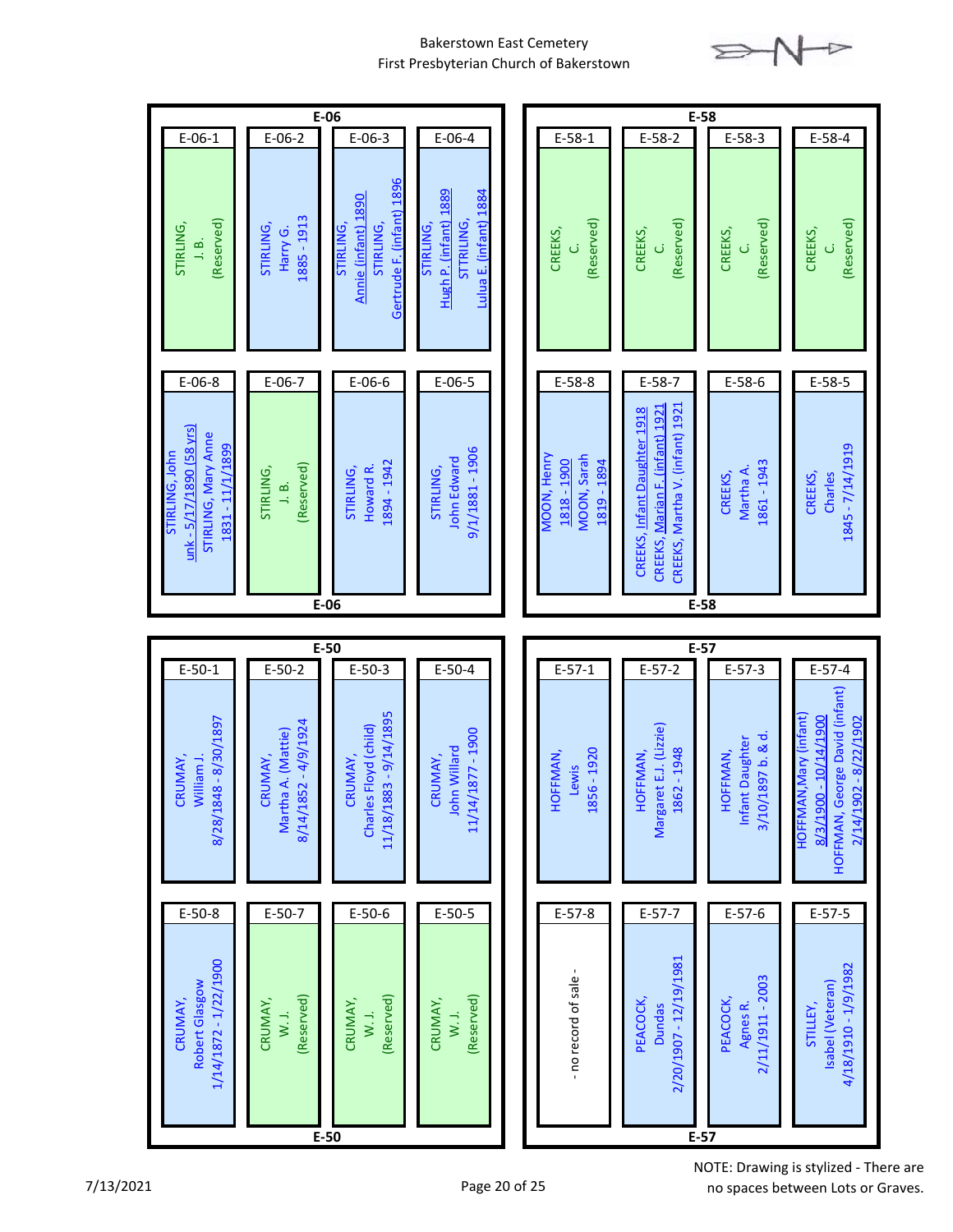Bakerstown East Cemetery
First Presbyterian Church of Bakerstown

## E-06

| E-06-1 | E-06-2 | E-06-3 | E-06-4 |
|---|---|---|---|
| STIRLING, J. B. (Reserved) | STIRLING, Harry G. 1885 - 1913 | STIRLING, Annie (infant) 1890 STIRLING, Gertrude F. (infant) 1896 | STIRLING, Hugh P. (infant) 1889 STTRILING, Lulua E. (infant) 1884 |
| **E-06-8** | **E-06-7** | **E-06-6** | **E-06-5** |
| STIRLING, John unk - 5/17/1890 (58 yrs) STIRLING, Mary Anne 1831 - 11/1/1899 | STIRLING, J. B. (Reserved) | STIRLING, Howard R. 1894 - 1942 | STIRLING, John Edward 9/1/1881 - 1906 |

## E-58

| E-58-1 | E-58-2 | E-58-3 | E-58-4 |
|---|---|---|---|
| CREEKS, C. (Reserved) | CREEKS, C. (Reserved) | CREEKS, C. (Reserved) | CREEKS, C. (Reserved) |
| **E-58-8** | **E-58-7** | **E-58-6** | **E-58-5** |
| MOON, Henry 1818 - 1900 MOON, Sarah 1819 - 1894 | CREEKS, Infant Daughter 1918 CREEKS, Marian F. (infant) 1921 CREEKS, Martha V. (infant) 1921 | CREEKS, Martha A. 1861 - 1943 | CREEKS, Charles 1845 - 7/14/1919 |

## E-50

| E-50-1 | E-50-2 | E-50-3 | E-50-4 |
|---|---|---|---|
| CRUMAY, William J. 8/28/1848 - 8/30/1897 | CRUMAY, Martha A. (Mattie) 8/14/1852 - 4/9/1924 | CRUMAY, Charles Floyd (child) 11/18/1883 - 9/14/1895 | CRUMAY, John Willard 11/14/1877 - 1900 |
| **E-50-8** | **E-50-7** | **E-50-6** | **E-50-5** |
| CRUMAY, Robert Glasgow 1/14/1872 - 1/22/1900 | CRUMAY, W. J. (Reserved) | CRUMAY, W. J. (Reserved) | CRUMAY, W. J. (Reserved) |

## E-57

| E-57-1 | E-57-2 | E-57-3 | E-57-4 |
|---|---|---|---|
| HOFFMAN, Lewis 1856 - 1920 | HOFFMAN, Margaret E.J. (Lizzie) 1862 - 1948 | HOFFMAN, Infant Daughter 3/10/1897 b. & d. | HOFFMAN, Mary (infant) 8/3/1900 - 10/14/1900 HOFFMAN, George David (infant) 2/14/1902 - 8/22/1902 |
| **E-57-8** | **E-57-7** | **E-57-6** | **E-57-5** |
| - no record of sale - | PEACOCK, Dundas 2/20/1907 - 12/19/1981 | PEACOCK, Agnes R. 2/11/1911 - 2003 | STILLEY, Isabel (Veteran) 4/18/1910 - 1/9/1982 |

7/13/2021

NOTE: Drawing is stylized - There are no spaces between Lots or Graves.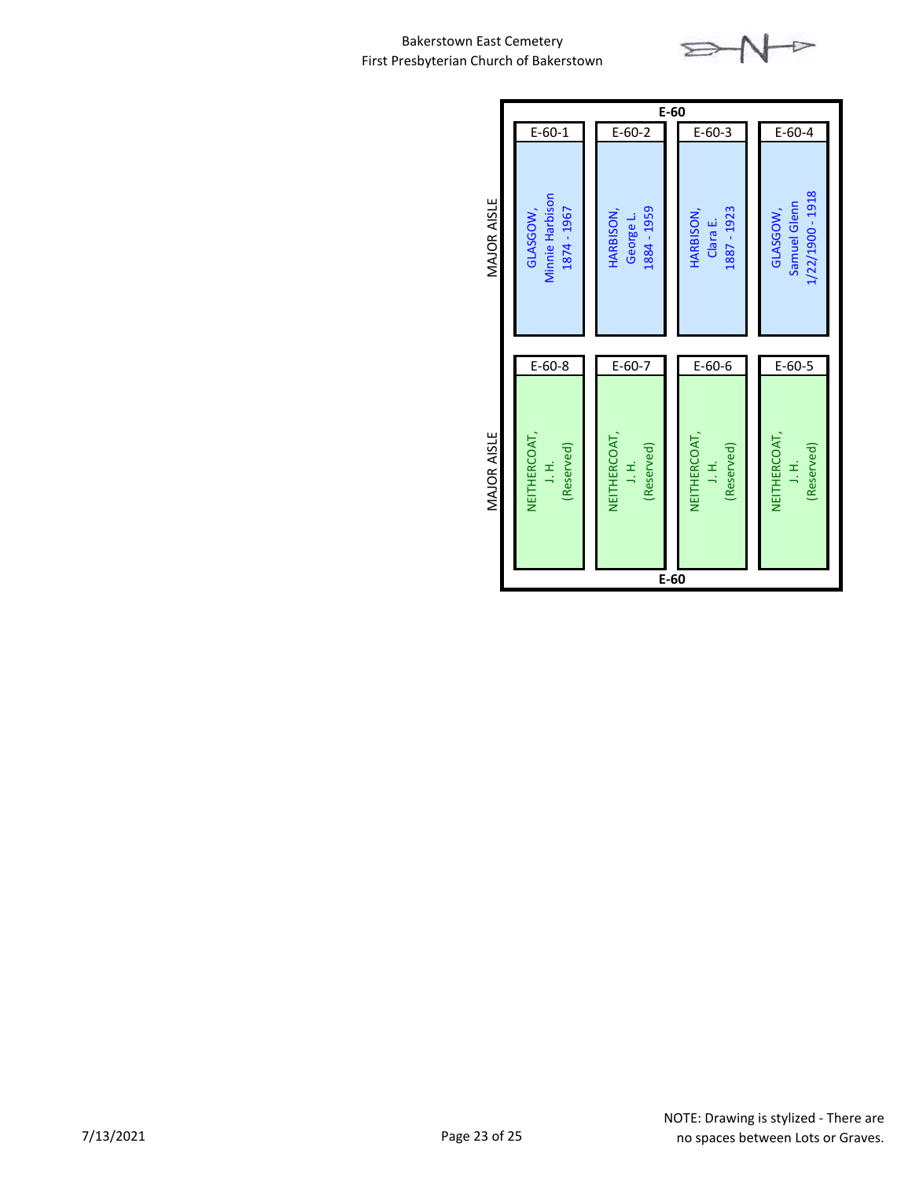Bakerstown East Cemetery
First Presbyterian Church of Bakerstown

**E-60**

MAJOR AISLE

| E-60-1 | E-60-2 | E-60-3 | E-60-4 |
|---|---|---|---|
| GLASGOW, Minnie Harbison 1874 - 1967 | HARBISON, George L. 1884 - 1959 | HARBISON, Clara E. 1887 - 1923 | GLASGOW, Samuel Glenn 1/22/1900 - 1918 |

MAJOR AISLE

| E-60-8 | E-60-7 | E-60-6 | E-60-5 |
|---|---|---|---|
| NEITHERCOAT, J. H. (Reserved) | NEITHERCOAT, J. H. (Reserved) | NEITHERCOAT, J. H. (Reserved) | NEITHERCOAT, J. H. (Reserved) |

**E-60**

7/13/2021

NOTE: Drawing is stylized - There are no spaces between Lots or Graves.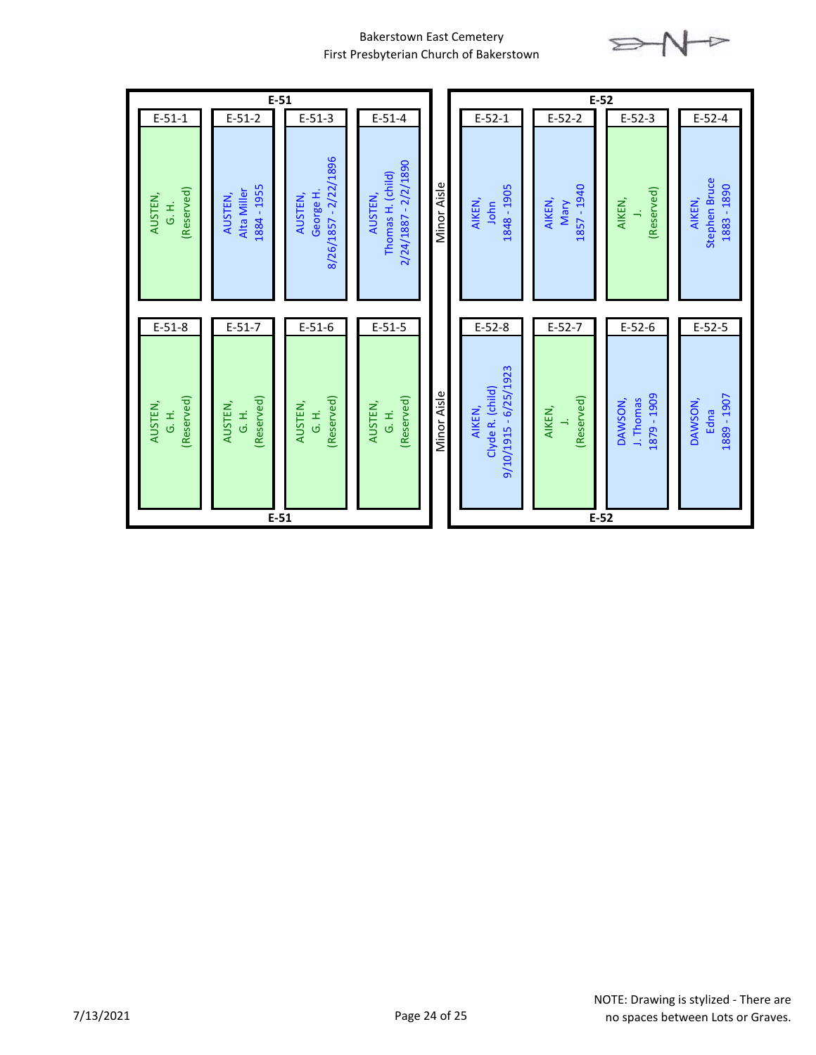Bakerstown East Cemetery
First Presbyterian Church of Bakerstown

## E-51

| E-51-1 | E-51-2 | E-51-3 | E-51-4 |
|---|---|---|---|
| AUSTEN, G. H. (Reserved) | AUSTEN, Alta Miller 1884 - 1955 | AUSTEN, George H. 8/26/1857 - 2/22/1896 | AUSTEN, Thomas H. (child) 2/24/1887 - 2/2/1890 |

| E-51-8 | E-51-7 | E-51-6 | E-51-5 |
|---|---|---|---|
| AUSTEN, G. H. (Reserved) | AUSTEN, G. H. (Reserved) | AUSTEN, G. H. (Reserved) | AUSTEN, G. H. (Reserved) |

Minor Aisle

## E-52

| E-52-1 | E-52-2 | E-52-3 | E-52-4 |
|---|---|---|---|
| AIKEN, John 1848 - 1905 | AIKEN, Mary 1857 - 1940 | AIKEN, J. (Reserved) | AIKEN, Stephen Bruce 1883 - 1890 |

| E-52-8 | E-52-7 | E-52-6 | E-52-5 |
|---|---|---|---|
| AIKEN, Clyde R. (child) 9/10/1915 - 6/25/1923 | AIKEN, J. (Reserved) | DAWSON, J. Thomas 1879 - 1909 | DAWSON, Edna 1889 - 1907 |

NOTE: Drawing is stylized - There are no spaces between Lots or Graves.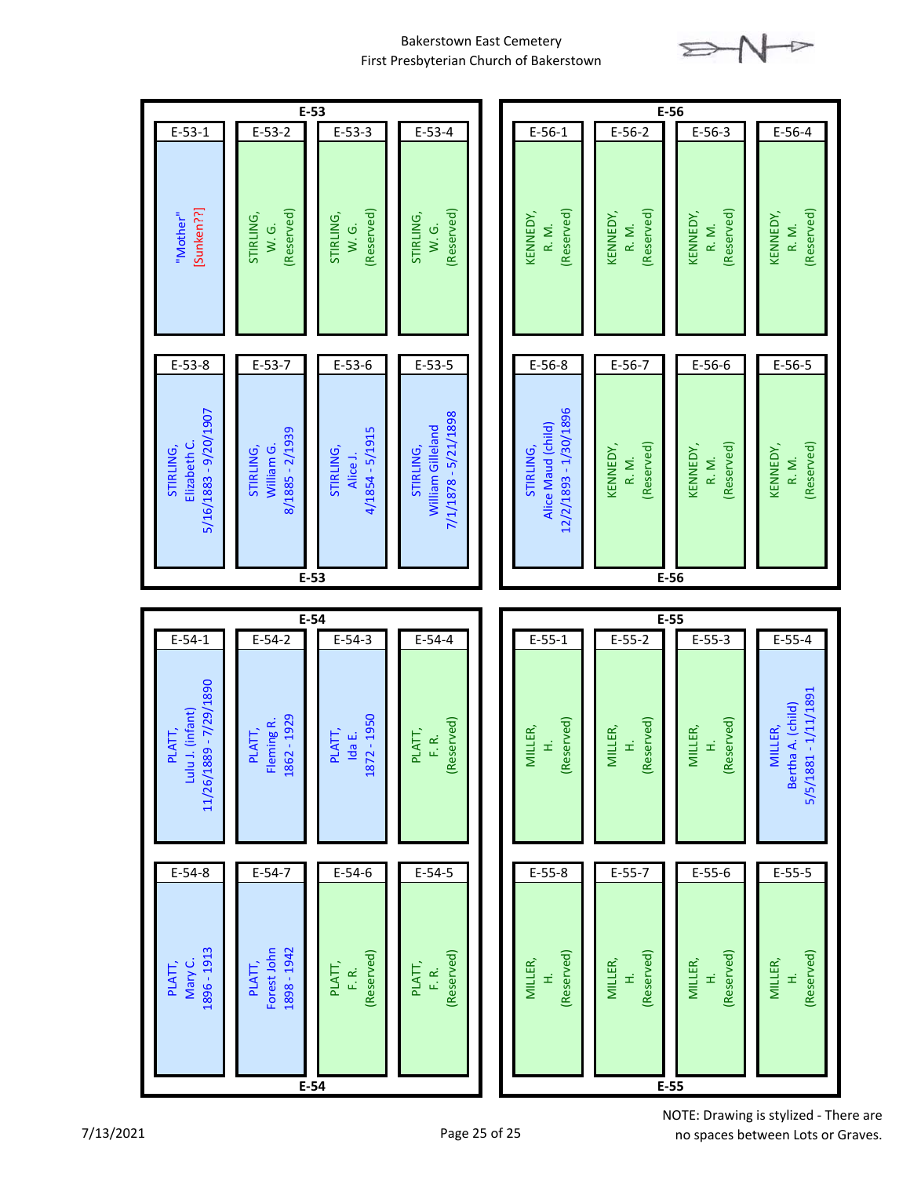Bakerstown East Cemetery
First Presbyterian Church of Bakerstown

N

## E-53

| E-53-1 | E-53-2 | E-53-3 | E-53-4 |
| --- | --- | --- | --- |
| "Mother" [Sunken??] | STIRLING, W. G. (Reserved) | STIRLING, W. G. (Reserved) | STIRLING, W. G. (Reserved) |

| E-53-8 | E-53-7 | E-53-6 | E-53-5 |
| --- | --- | --- | --- |
| STIRLING, Elizabeth C. 5/16/1883 - 9/20/1907 | STIRLING, William G. 8/1885 - 2/1939 | STIRLING, Alice J. 4/1854 - 5/1915 | STIRLING, William Gilleland 7/1/1878 - 5/21/1898 |

## E-56

| E-56-1 | E-56-2 | E-56-3 | E-56-4 |
| --- | --- | --- | --- |
| KENNEDY, R. M. (Reserved) | KENNEDY, R. M. (Reserved) | KENNEDY, R. M. (Reserved) | KENNEDY, R. M. (Reserved) |

| E-56-8 | E-56-7 | E-56-6 | E-56-5 |
| --- | --- | --- | --- |
| STIRLING, Alice Maud (child) 12/2/1893 - 1/30/1896 | KENNEDY, R. M. (Reserved) | KENNEDY, R. M. (Reserved) | KENNEDY, R. M. (Reserved) |

## E-54

| E-54-1 | E-54-2 | E-54-3 | E-54-4 |
| --- | --- | --- | --- |
| PLATT, Lulu J. (infant) 11/26/1889 - 7/29/1890 | PLATT, Fleming R. 1862 - 1929 | PLATT, Ida E. 1872 - 1950 | PLATT, F. R. (Reserved) |

| E-54-8 | E-54-7 | E-54-6 | E-54-5 |
| --- | --- | --- | --- |
| PLATT, Mary C. 1896 - 1913 | PLATT, Forest John 1898 - 1942 | PLATT, F. R. (Reserved) | PLATT, F. R. (Reserved) |

## E-55

| E-55-1 | E-55-2 | E-55-3 | E-55-4 |
| --- | --- | --- | --- |
| MILLER, H. (Reserved) | MILLER, H. (Reserved) | MILLER, H. (Reserved) | MILLER, Bertha A. (child) 5/5/1881 - 1/11/1891 |

| E-55-8 | E-55-7 | E-55-6 | E-55-5 |
| --- | --- | --- | --- |
| MILLER, H. (Reserved) | MILLER, H. (Reserved) | MILLER, H. (Reserved) | MILLER, H. (Reserved) |

7/13/2021

NOTE: Drawing is stylized - There are no spaces between Lots or Graves.